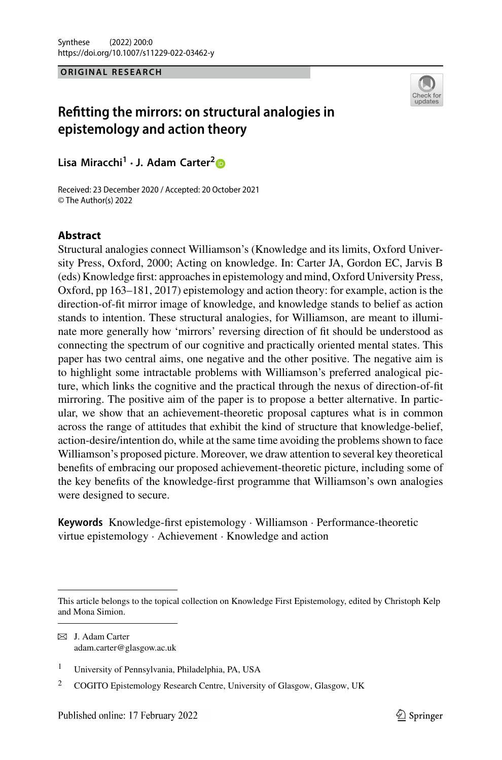ORIGINAL RESEARCH

# Refitting the mirrors: on structural analogies in epistemology and action theory

**Lisa Miracchi[1] · J. Adam Carter[2]**

Received: 23 December 2020 / Accepted: 20 October 2021
© The Author(s) 2022

## Abstract

Structural analogies connect Williamson's (Knowledge and its limits, Oxford University Press, Oxford, 2000; Acting on knowledge. In: Carter JA, Gordon EC, Jarvis B (eds) Knowledge first: approaches in epistemology and mind, Oxford University Press, Oxford, pp 163–181, 2017) epistemology and action theory: for example, action is the direction-of-fit mirror image of knowledge, and knowledge stands to belief as action stands to intention. These structural analogies, for Williamson, are meant to illuminate more generally how 'mirrors' reversing direction of fit should be understood as connecting the spectrum of our cognitive and practically oriented mental states. This paper has two central aims, one negative and the other positive. The negative aim is to highlight some intractable problems with Williamson's preferred analogical picture, which links the cognitive and the practical through the nexus of direction-of-fit mirroring. The positive aim of the paper is to propose a better alternative. In particular, we show that an achievement-theoretic proposal captures what is in common across the range of attitudes that exhibit the kind of structure that knowledge-belief, action-desire/intention do, while at the same time avoiding the problems shown to face Williamson's proposed picture. Moreover, we draw attention to several key theoretical benefits of embracing our proposed achievement-theoretic picture, including some of the key benefits of the knowledge-first programme that Williamson's own analogies were designed to secure.

**Keywords** Knowledge-first epistemology · Williamson · Performance-theoretic virtue epistemology · Achievement · Knowledge and action

---

This article belongs to the topical collection on Knowledge First Epistemology, edited by Christoph Kelp and Mona Simion.

---

✉ J. Adam Carter
adam.carter@glasgow.ac.uk

[1] University of Pennsylvania, Philadelphia, PA, USA

[2] COGITO Epistemology Research Centre, University of Glasgow, Glasgow, UK

Published online: 17 February 2022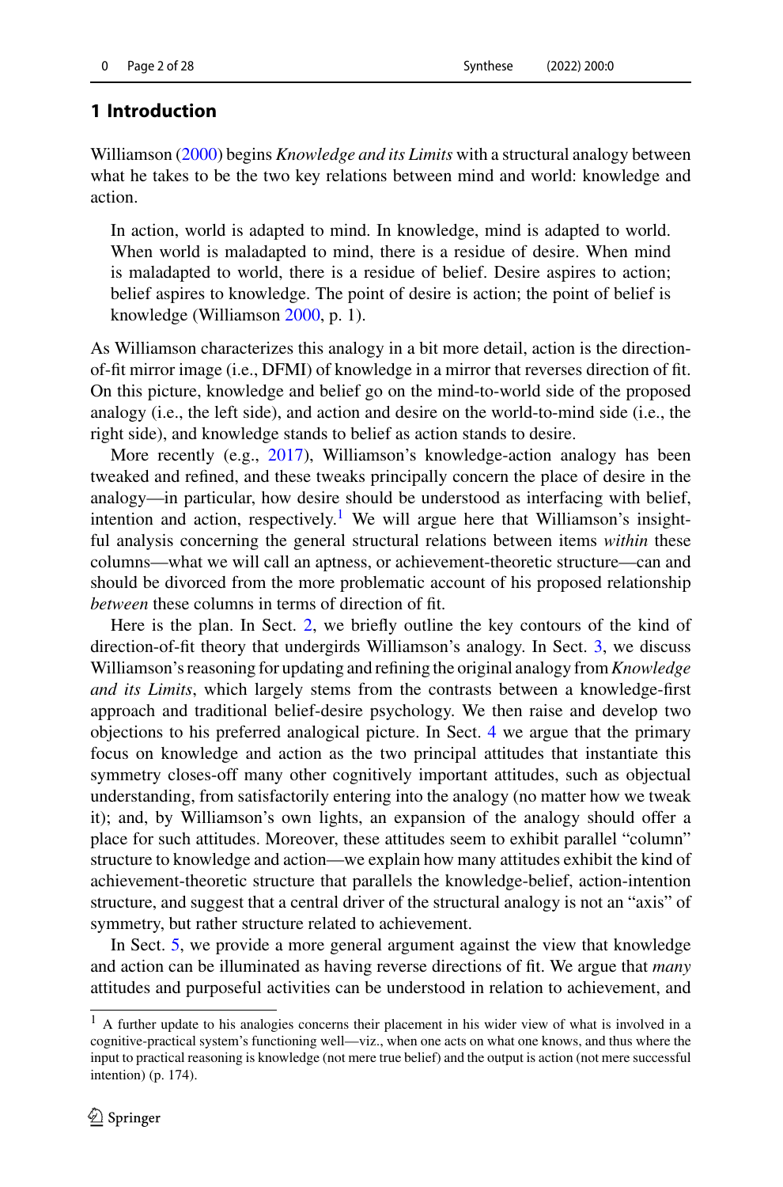## 1 Introduction

Williamson (2000) begins *Knowledge and its Limits* with a structural analogy between what he takes to be the two key relations between mind and world: knowledge and action.

> In action, world is adapted to mind. In knowledge, mind is adapted to world. When world is maladapted to mind, there is a residue of desire. When mind is maladapted to world, there is a residue of belief. Desire aspires to action; belief aspires to knowledge. The point of desire is action; the point of belief is knowledge (Williamson 2000, p. 1).

As Williamson characterizes this analogy in a bit more detail, action is the direction-of-fit mirror image (i.e., DFMI) of knowledge in a mirror that reverses direction of fit. On this picture, knowledge and belief go on the mind-to-world side of the proposed analogy (i.e., the left side), and action and desire on the world-to-mind side (i.e., the right side), and knowledge stands to belief as action stands to desire.

More recently (e.g., 2017), Williamson's knowledge-action analogy has been tweaked and refined, and these tweaks principally concern the place of desire in the analogy—in particular, how desire should be understood as interfacing with belief, intention and action, respectively.[1] We will argue here that Williamson's insightful analysis concerning the general structural relations between items *within* these columns—what we will call an aptness, or achievement-theoretic structure—can and should be divorced from the more problematic account of his proposed relationship *between* these columns in terms of direction of fit.

Here is the plan. In Sect. 2, we briefly outline the key contours of the kind of direction-of-fit theory that undergirds Williamson's analogy. In Sect. 3, we discuss Williamson's reasoning for updating and refining the original analogy from *Knowledge and its Limits*, which largely stems from the contrasts between a knowledge-first approach and traditional belief-desire psychology. We then raise and develop two objections to his preferred analogical picture. In Sect. 4 we argue that the primary focus on knowledge and action as the two principal attitudes that instantiate this symmetry closes-off many other cognitively important attitudes, such as objectual understanding, from satisfactorily entering into the analogy (no matter how we tweak it); and, by Williamson's own lights, an expansion of the analogy should offer a place for such attitudes. Moreover, these attitudes seem to exhibit parallel "column" structure to knowledge and action—we explain how many attitudes exhibit the kind of achievement-theoretic structure that parallels the knowledge-belief, action-intention structure, and suggest that a central driver of the structural analogy is not an "axis" of symmetry, but rather structure related to achievement.

In Sect. 5, we provide a more general argument against the view that knowledge and action can be illuminated as having reverse directions of fit. We argue that *many* attitudes and purposeful activities can be understood in relation to achievement, and

[1] A further update to his analogies concerns their placement in his wider view of what is involved in a cognitive-practical system's functioning well—viz., when one acts on what one knows, and thus where the input to practical reasoning is knowledge (not mere true belief) and the output is action (not mere successful intention) (p. 174).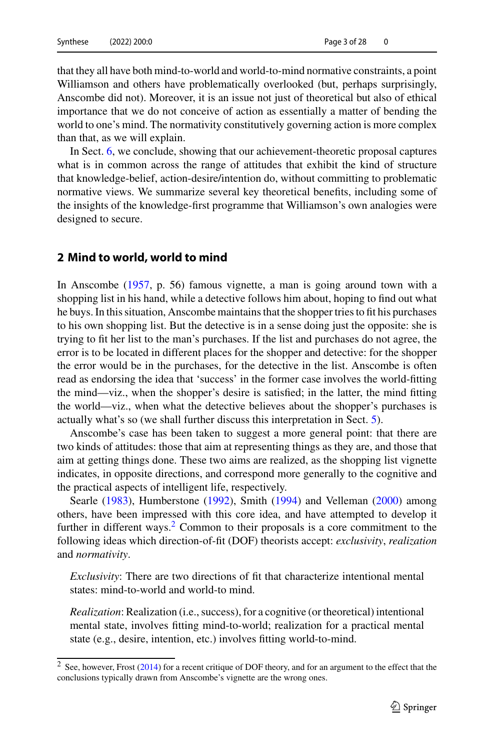that they all have both mind-to-world and world-to-mind normative constraints, a point Williamson and others have problematically overlooked (but, perhaps surprisingly, Anscombe did not). Moreover, it is an issue not just of theoretical but also of ethical importance that we do not conceive of action as essentially a matter of bending the world to one's mind. The normativity constitutively governing action is more complex than that, as we will explain.

In Sect. 6, we conclude, showing that our achievement-theoretic proposal captures what is in common across the range of attitudes that exhibit the kind of structure that knowledge-belief, action-desire/intention do, without committing to problematic normative views. We summarize several key theoretical benefits, including some of the insights of the knowledge-first programme that Williamson's own analogies were designed to secure.

## 2 Mind to world, world to mind

In Anscombe (1957, p. 56) famous vignette, a man is going around town with a shopping list in his hand, while a detective follows him about, hoping to find out what he buys. In this situation, Anscombe maintains that the shopper tries to fit his purchases to his own shopping list. But the detective is in a sense doing just the opposite: she is trying to fit her list to the man's purchases. If the list and purchases do not agree, the error is to be located in different places for the shopper and detective: for the shopper the error would be in the purchases, for the detective in the list. Anscombe is often read as endorsing the idea that 'success' in the former case involves the world-fitting the mind—viz., when the shopper's desire is satisfied; in the latter, the mind fitting the world—viz., when what the detective believes about the shopper's purchases is actually what's so (we shall further discuss this interpretation in Sect. 5).

Anscombe's case has been taken to suggest a more general point: that there are two kinds of attitudes: those that aim at representing things as they are, and those that aim at getting things done. These two aims are realized, as the shopping list vignette indicates, in opposite directions, and correspond more generally to the cognitive and the practical aspects of intelligent life, respectively.

Searle (1983), Humberstone (1992), Smith (1994) and Velleman (2000) among others, have been impressed with this core idea, and have attempted to develop it further in different ways.[2] Common to their proposals is a core commitment to the following ideas which direction-of-fit (DOF) theorists accept: *exclusivity*, *realization* and *normativity*.

> *Exclusivity*: There are two directions of fit that characterize intentional mental states: mind-to-world and world-to mind.

> *Realization*: Realization (i.e., success), for a cognitive (or theoretical) intentional mental state, involves fitting mind-to-world; realization for a practical mental state (e.g., desire, intention, etc.) involves fitting world-to-mind.

[2] See, however, Frost (2014) for a recent critique of DOF theory, and for an argument to the effect that the conclusions typically drawn from Anscombe's vignette are the wrong ones.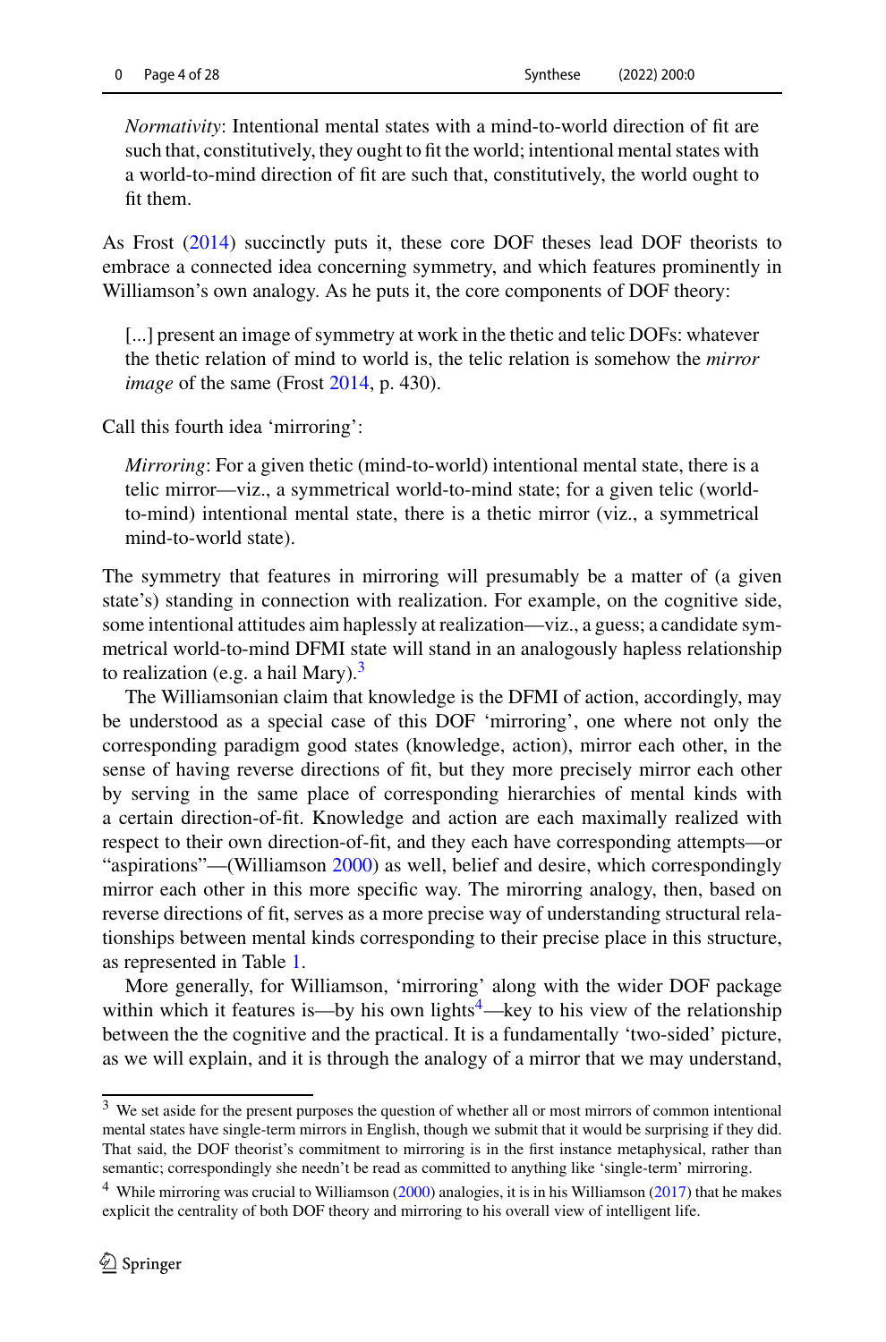*Normativity*: Intentional mental states with a mind-to-world direction of fit are such that, constitutively, they ought to fit the world; intentional mental states with a world-to-mind direction of fit are such that, constitutively, the world ought to fit them.

As Frost (2014) succinctly puts it, these core DOF theses lead DOF theorists to embrace a connected idea concerning symmetry, and which features prominently in Williamson's own analogy. As he puts it, the core components of DOF theory:

> [...] present an image of symmetry at work in the thetic and telic DOFs: whatever the thetic relation of mind to world is, the telic relation is somehow the *mirror image* of the same (Frost 2014, p. 430).

Call this fourth idea 'mirroring':

*Mirroring*: For a given thetic (mind-to-world) intentional mental state, there is a telic mirror—viz., a symmetrical world-to-mind state; for a given telic (world-to-mind) intentional mental state, there is a thetic mirror (viz., a symmetrical mind-to-world state).

The symmetry that features in mirroring will presumably be a matter of (a given state's) standing in connection with realization. For example, on the cognitive side, some intentional attitudes aim haplessly at realization—viz., a guess; a candidate symmetrical world-to-mind DFMI state will stand in an analogously hapless relationship to realization (e.g. a hail Mary).[3]

The Williamsonian claim that knowledge is the DFMI of action, accordingly, may be understood as a special case of this DOF 'mirroring', one where not only the corresponding paradigm good states (knowledge, action), mirror each other, in the sense of having reverse directions of fit, but they more precisely mirror each other by serving in the same place of corresponding hierarchies of mental kinds with a certain direction-of-fit. Knowledge and action are each maximally realized with respect to their own direction-of-fit, and they each have corresponding attempts—or "aspirations"—(Williamson 2000) as well, belief and desire, which correspondingly mirror each other in this more specific way. The mirorring analogy, then, based on reverse directions of fit, serves as a more precise way of understanding structural relationships between mental kinds corresponding to their precise place in this structure, as represented in Table 1.

More generally, for Williamson, 'mirroring' along with the wider DOF package within which it features is—by his own lights[4]—key to his view of the relationship between the the cognitive and the practical. It is a fundamentally 'two-sided' picture, as we will explain, and it is through the analogy of a mirror that we may understand,

---

[3] We set aside for the present purposes the question of whether all or most mirrors of common intentional mental states have single-term mirrors in English, though we submit that it would be surprising if they did. That said, the DOF theorist's commitment to mirroring is in the first instance metaphysical, rather than semantic; correspondingly she needn't be read as committed to anything like 'single-term' mirroring.

[4] While mirroring was crucial to Williamson (2000) analogies, it is in his Williamson (2017) that he makes explicit the centrality of both DOF theory and mirroring to his overall view of intelligent life.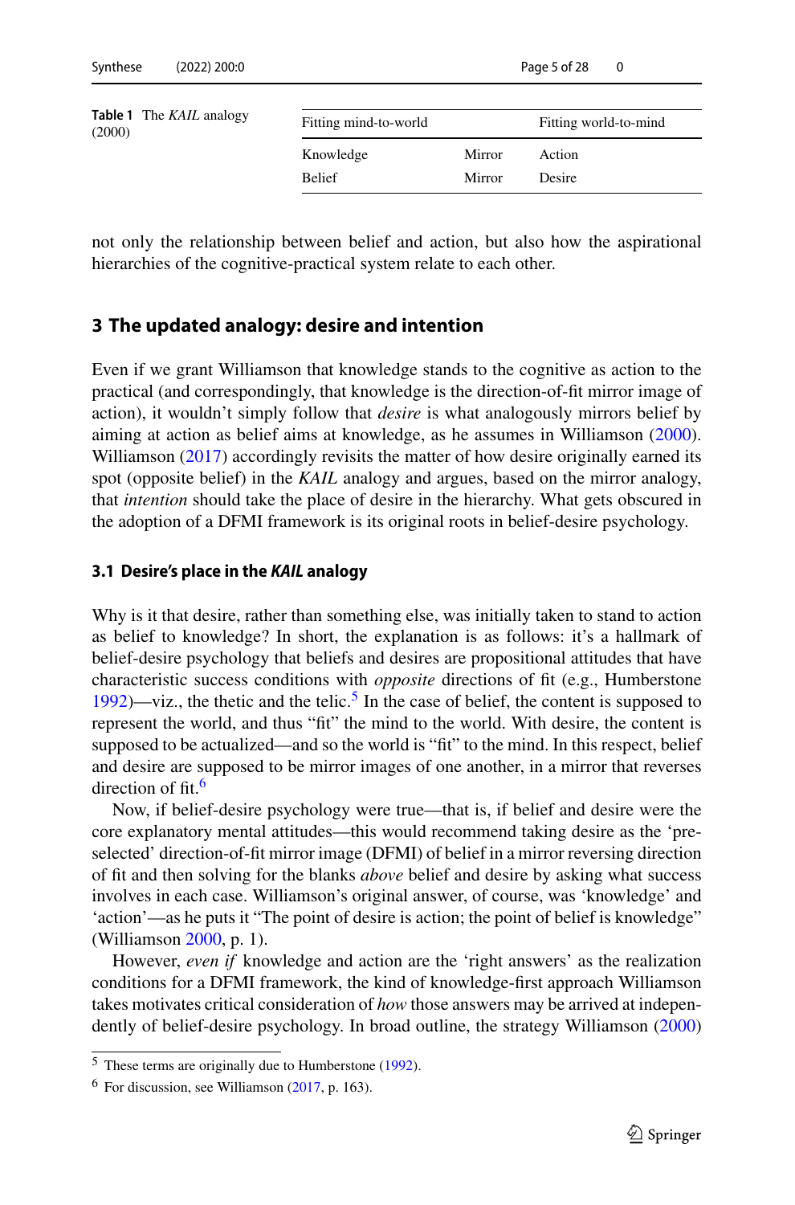**Table 1** The *KAIL* analogy (2000)

| Fitting mind-to-world | | Fitting world-to-mind |
|---|---|---|
| Knowledge | Mirror | Action |
| Belief | Mirror | Desire |

not only the relationship between belief and action, but also how the aspirational hierarchies of the cognitive-practical system relate to each other.

## 3 The updated analogy: desire and intention

Even if we grant Williamson that knowledge stands to the cognitive as action to the practical (and correspondingly, that knowledge is the direction-of-fit mirror image of action), it wouldn't simply follow that *desire* is what analogously mirrors belief by aiming at action as belief aims at knowledge, as he assumes in Williamson (2000). Williamson (2017) accordingly revisits the matter of how desire originally earned its spot (opposite belief) in the *KAIL* analogy and argues, based on the mirror analogy, that *intention* should take the place of desire in the hierarchy. What gets obscured in the adoption of a DFMI framework is its original roots in belief-desire psychology.

### 3.1 Desire's place in the *KAIL* analogy

Why is it that desire, rather than something else, was initially taken to stand to action as belief to knowledge? In short, the explanation is as follows: it's a hallmark of belief-desire psychology that beliefs and desires are propositional attitudes that have characteristic success conditions with *opposite* directions of fit (e.g., Humberstone 1992)—viz., the thetic and the telic.[5] In the case of belief, the content is supposed to represent the world, and thus "fit" the mind to the world. With desire, the content is supposed to be actualized—and so the world is "fit" to the mind. In this respect, belief and desire are supposed to be mirror images of one another, in a mirror that reverses direction of fit.[6]

Now, if belief-desire psychology were true—that is, if belief and desire were the core explanatory mental attitudes—this would recommend taking desire as the 'pre-selected' direction-of-fit mirror image (DFMI) of belief in a mirror reversing direction of fit and then solving for the blanks *above* belief and desire by asking what success involves in each case. Williamson's original answer, of course, was 'knowledge' and 'action'—as he puts it "The point of desire is action; the point of belief is knowledge" (Williamson 2000, p. 1).

However, *even if* knowledge and action are the 'right answers' as the realization conditions for a DFMI framework, the kind of knowledge-first approach Williamson takes motivates critical consideration of *how* those answers may be arrived at independently of belief-desire psychology. In broad outline, the strategy Williamson (2000)

---

[5] These terms are originally due to Humberstone (1992).

[6] For discussion, see Williamson (2017, p. 163).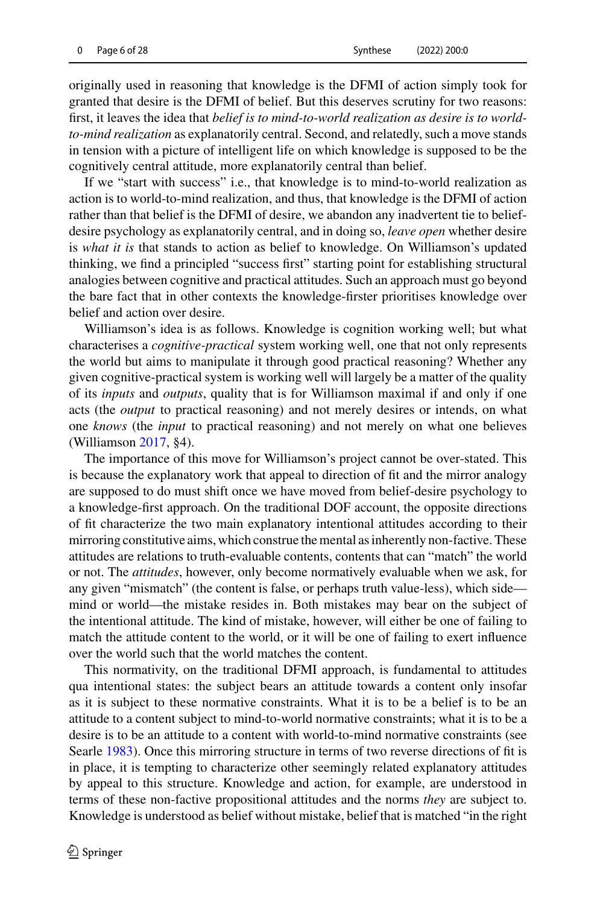originally used in reasoning that knowledge is the DFMI of action simply took for granted that desire is the DFMI of belief. But this deserves scrutiny for two reasons: first, it leaves the idea that *belief is to mind-to-world realization as desire is to world-to-mind realization* as explanatorily central. Second, and relatedly, such a move stands in tension with a picture of intelligent life on which knowledge is supposed to be the cognitively central attitude, more explanatorily central than belief.

If we "start with success" i.e., that knowledge is to mind-to-world realization as action is to world-to-mind realization, and thus, that knowledge is the DFMI of action rather than that belief is the DFMI of desire, we abandon any inadvertent tie to belief-desire psychology as explanatorily central, and in doing so, *leave open* whether desire is *what it is* that stands to action as belief to knowledge. On Williamson's updated thinking, we find a principled "success first" starting point for establishing structural analogies between cognitive and practical attitudes. Such an approach must go beyond the bare fact that in other contexts the knowledge-firster prioritises knowledge over belief and action over desire.

Williamson's idea is as follows. Knowledge is cognition working well; but what characterises a *cognitive-practical* system working well, one that not only represents the world but aims to manipulate it through good practical reasoning? Whether any given cognitive-practical system is working well will largely be a matter of the quality of its *inputs* and *outputs*, quality that is for Williamson maximal if and only if one acts (the *output* to practical reasoning) and not merely desires or intends, on what one *knows* (the *input* to practical reasoning) and not merely on what one believes (Williamson 2017, §4).

The importance of this move for Williamson's project cannot be over-stated. This is because the explanatory work that appeal to direction of fit and the mirror analogy are supposed to do must shift once we have moved from belief-desire psychology to a knowledge-first approach. On the traditional DOF account, the opposite directions of fit characterize the two main explanatory intentional attitudes according to their mirroring constitutive aims, which construe the mental as inherently non-factive. These attitudes are relations to truth-evaluable contents, contents that can "match" the world or not. The *attitudes*, however, only become normatively evaluable when we ask, for any given "mismatch" (the content is false, or perhaps truth value-less), which side—mind or world—the mistake resides in. Both mistakes may bear on the subject of the intentional attitude. The kind of mistake, however, will either be one of failing to match the attitude content to the world, or it will be one of failing to exert influence over the world such that the world matches the content.

This normativity, on the traditional DFMI approach, is fundamental to attitudes qua intentional states: the subject bears an attitude towards a content only insofar as it is subject to these normative constraints. What it is to be a belief is to be an attitude to a content subject to mind-to-world normative constraints; what it is to be a desire is to be an attitude to a content with world-to-mind normative constraints (see Searle 1983). Once this mirroring structure in terms of two reverse directions of fit is in place, it is tempting to characterize other seemingly related explanatory attitudes by appeal to this structure. Knowledge and action, for example, are understood in terms of these non-factive propositional attitudes and the norms *they* are subject to. Knowledge is understood as belief without mistake, belief that is matched "in the right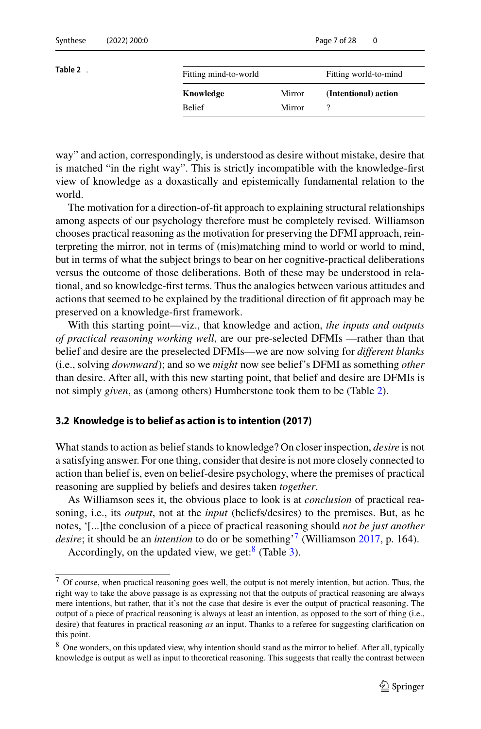**Table 2** .

| Fitting mind-to-world | | Fitting world-to-mind |
|---|---|---|
| **Knowledge** | Mirror | **(Intentional) action** |
| Belief | Mirror | ? |

way" and action, correspondingly, is understood as desire without mistake, desire that is matched "in the right way". This is strictly incompatible with the knowledge-first view of knowledge as a doxastically and epistemically fundamental relation to the world.

The motivation for a direction-of-fit approach to explaining structural relationships among aspects of our psychology therefore must be completely revised. Williamson chooses practical reasoning as the motivation for preserving the DFMI approach, reinterpreting the mirror, not in terms of (mis)matching mind to world or world to mind, but in terms of what the subject brings to bear on her cognitive-practical deliberations versus the outcome of those deliberations. Both of these may be understood in relational, and so knowledge-first terms. Thus the analogies between various attitudes and actions that seemed to be explained by the traditional direction of fit approach may be preserved on a knowledge-first framework.

With this starting point—viz., that knowledge and action, *the inputs and outputs of practical reasoning working well*, are our pre-selected DFMIs —rather than that belief and desire are the preselected DFMIs—we are now solving for *different blanks* (i.e., solving *downward*); and so we *might* now see belief's DFMI as something *other* than desire. After all, with this new starting point, that belief and desire are DFMIs is not simply *given*, as (among others) Humberstone took them to be (Table 2).

### 3.2 Knowledge is to belief as action is to intention (2017)

What stands to action as belief stands to knowledge? On closer inspection, *desire* is not a satisfying answer. For one thing, consider that desire is not more closely connected to action than belief is, even on belief-desire psychology, where the premises of practical reasoning are supplied by beliefs and desires taken *together*.

As Williamson sees it, the obvious place to look is at *conclusion* of practical reasoning, i.e., its *output*, not at the *input* (beliefs/desires) to the premises. But, as he notes, '[...]the conclusion of a piece of practical reasoning should *not be just another desire*; it should be an *intention* to do or be something'[7] (Williamson 2017, p. 164).

Accordingly, on the updated view, we get:[8] (Table 3).

---

[7] Of course, when practical reasoning goes well, the output is not merely intention, but action. Thus, the right way to take the above passage is as expressing not that the outputs of practical reasoning are always mere intentions, but rather, that it's not the case that desire is ever the output of practical reasoning. The output of a piece of practical reasoning is always at least an intention, as opposed to the sort of thing (i.e., desire) that features in practical reasoning *as* an input. Thanks to a referee for suggesting clarification on this point.

[8] One wonders, on this updated view, why intention should stand as the mirror to belief. After all, typically knowledge is output as well as input to theoretical reasoning. This suggests that really the contrast between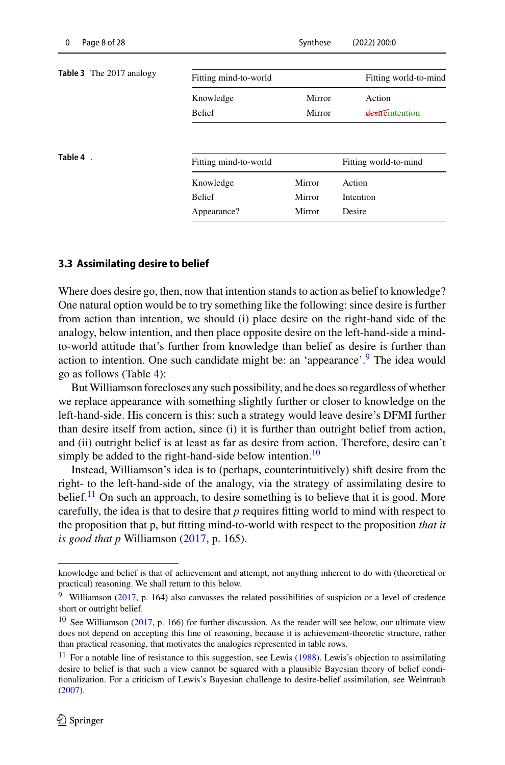**Table 3** The 2017 analogy

| Fitting mind-to-world | | Fitting world-to-mind |
|---|---|---|
| Knowledge | Mirror | Action |
| Belief | Mirror | ~~desire~~intention |

**Table 4** .

| Fitting mind-to-world | | Fitting world-to-mind |
|---|---|---|
| Knowledge | Mirror | Action |
| Belief | Mirror | Intention |
| Appearance? | Mirror | Desire |

### 3.3 Assimilating desire to belief

Where does desire go, then, now that intention stands to action as belief to knowledge? One natural option would be to try something like the following: since desire is further from action than intention, we should (i) place desire on the right-hand side of the analogy, below intention, and then place opposite desire on the left-hand-side a mind-to-world attitude that's further from knowledge than belief as desire is further than action to intention. One such candidate might be: an 'appearance'.[9] The idea would go as follows (Table 4):

But Williamson forecloses any such possibility, and he does so regardless of whether we replace appearance with something slightly further or closer to knowledge on the left-hand-side. His concern is this: such a strategy would leave desire's DFMI further than desire itself from action, since (i) it is further than outright belief from action, and (ii) outright belief is at least as far as desire from action. Therefore, desire can't simply be added to the right-hand-side below intention.[10]

Instead, Williamson's idea is to (perhaps, counterintuitively) shift desire from the right- to the left-hand-side of the analogy, via the strategy of assimilating desire to belief.[11] On such an approach, to desire something is to believe that it is good. More carefully, the idea is that to desire that *p* requires fitting world to mind with respect to the proposition that p, but fitting mind-to-world with respect to the proposition *that it is good that p* Williamson (2017, p. 165).

---

knowledge and belief is that of achievement and attempt, not anything inherent to do with (theoretical or practical) reasoning. We shall return to this below.

[9] Williamson (2017, p. 164) also canvasses the related possibilities of suspicion or a level of credence short or outright belief.

[10] See Williamson (2017, p. 166) for further discussion. As the reader will see below, our ultimate view does not depend on accepting this line of reasoning, because it is achievement-theoretic structure, rather than practical reasoning, that motivates the analogies represented in table rows.

[11] For a notable line of resistance to this suggestion, see Lewis (1988). Lewis's objection to assimilating desire to belief is that such a view cannot be squared with a plausible Bayesian theory of belief conditionalization. For a criticism of Lewis's Bayesian challenge to desire-belief assimilation, see Weintraub (2007).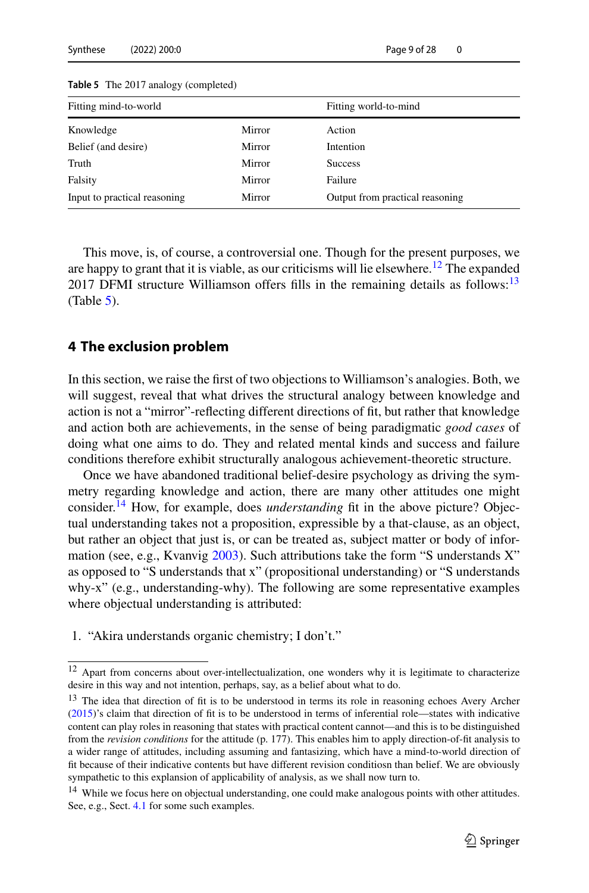**Table 5** The 2017 analogy (completed)

| Fitting mind-to-world | | Fitting world-to-mind |
|---|---|---|
| Knowledge | Mirror | Action |
| Belief (and desire) | Mirror | Intention |
| Truth | Mirror | Success |
| Falsity | Mirror | Failure |
| Input to practical reasoning | Mirror | Output from practical reasoning |

This move, is, of course, a controversial one. Though for the present purposes, we are happy to grant that it is viable, as our criticisms will lie elsewhere.[12] The expanded 2017 DFMI structure Williamson offers fills in the remaining details as follows:[13] (Table 5).

## 4 The exclusion problem

In this section, we raise the first of two objections to Williamson's analogies. Both, we will suggest, reveal that what drives the structural analogy between knowledge and action is not a "mirror"-reflecting different directions of fit, but rather that knowledge and action both are achievements, in the sense of being paradigmatic *good cases* of doing what one aims to do. They and related mental kinds and success and failure conditions therefore exhibit structurally analogous achievement-theoretic structure.

Once we have abandoned traditional belief-desire psychology as driving the symmetry regarding knowledge and action, there are many other attitudes one might consider.[14] How, for example, does *understanding* fit in the above picture? Objectual understanding takes not a proposition, expressible by a that-clause, as an object, but rather an object that just is, or can be treated as, subject matter or body of information (see, e.g., Kvanvig 2003). Such attributions take the form "S understands X" as opposed to "S understands that x" (propositional understanding) or "S understands why-x" (e.g., understanding-why). The following are some representative examples where objectual understanding is attributed:

1. "Akira understands organic chemistry; I don't."

---

[12] Apart from concerns about over-intellectualization, one wonders why it is legitimate to characterize desire in this way and not intention, perhaps, say, as a belief about what to do.

[13] The idea that direction of fit is to be understood in terms its role in reasoning echoes Avery Archer (2015)'s claim that direction of fit is to be understood in terms of inferential role—states with indicative content can play roles in reasoning that states with practical content cannot—and this is to be distinguished from the *revision conditions* for the attitude (p. 177). This enables him to apply direction-of-fit analysis to a wider range of attitudes, including assuming and fantasizing, which have a mind-to-world direction of fit because of their indicative contents but have different revision conditiosn than belief. We are obviously sympathetic to this explansion of applicability of analysis, as we shall now turn to.

[14] While we focus here on objectual understanding, one could make analogous points with other attitudes. See, e.g., Sect. 4.1 for some such examples.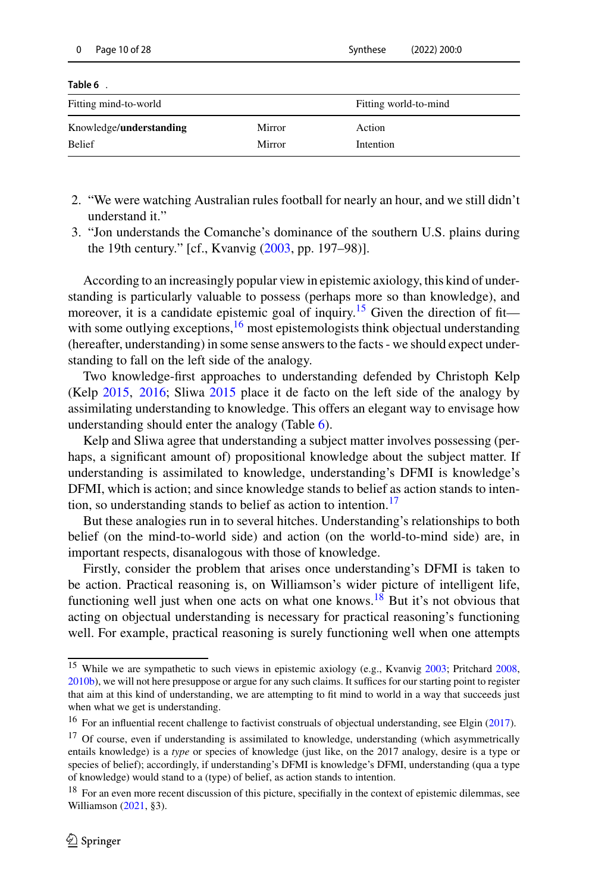**Table 6** .

| Fitting mind-to-world | | Fitting world-to-mind |
|---|---|---|
| Knowledge/**understanding** | Mirror | Action |
| Belief | Mirror | Intention |

2. "We were watching Australian rules football for nearly an hour, and we still didn't understand it."
3. "Jon understands the Comanche's dominance of the southern U.S. plains during the 19th century." [cf., Kvanvig (2003, pp. 197–98)].

According to an increasingly popular view in epistemic axiology, this kind of understanding is particularly valuable to possess (perhaps more so than knowledge), and moreover, it is a candidate epistemic goal of inquiry.[15] Given the direction of fit—with some outlying exceptions,[16] most epistemologists think objectual understanding (hereafter, understanding) in some sense answers to the facts - we should expect understanding to fall on the left side of the analogy.

Two knowledge-first approaches to understanding defended by Christoph Kelp (Kelp 2015, 2016; Sliwa 2015 place it de facto on the left side of the analogy by assimilating understanding to knowledge. This offers an elegant way to envisage how understanding should enter the analogy (Table 6).

Kelp and Sliwa agree that understanding a subject matter involves possessing (perhaps, a significant amount of) propositional knowledge about the subject matter. If understanding is assimilated to knowledge, understanding's DFMI is knowledge's DFMI, which is action; and since knowledge stands to belief as action stands to intention, so understanding stands to belief as action to intention.[17]

But these analogies run in to several hitches. Understanding's relationships to both belief (on the mind-to-world side) and action (on the world-to-mind side) are, in important respects, disanalogous with those of knowledge.

Firstly, consider the problem that arises once understanding's DFMI is taken to be action. Practical reasoning is, on Williamson's wider picture of intelligent life, functioning well just when one acts on what one knows.[18] But it's not obvious that acting on objectual understanding is necessary for practical reasoning's functioning well. For example, practical reasoning is surely functioning well when one attempts

[15] While we are sympathetic to such views in epistemic axiology (e.g., Kvanvig 2003; Pritchard 2008, 2010b), we will not here presuppose or argue for any such claims. It suffices for our starting point to register that aim at this kind of understanding, we are attempting to fit mind to world in a way that succeeds just when what we get is understanding.

[16] For an influential recent challenge to factivist construals of objectual understanding, see Elgin (2017).

[17] Of course, even if understanding is assimilated to knowledge, understanding (which asymmetrically entails knowledge) is a *type* or species of knowledge (just like, on the 2017 analogy, desire is a type or species of belief); accordingly, if understanding's DFMI is knowledge's DFMI, understanding (qua a type of knowledge) would stand to a (type) of belief, as action stands to intention.

[18] For an even more recent discussion of this picture, specifically in the context of epistemic dilemmas, see Williamson (2021, §3).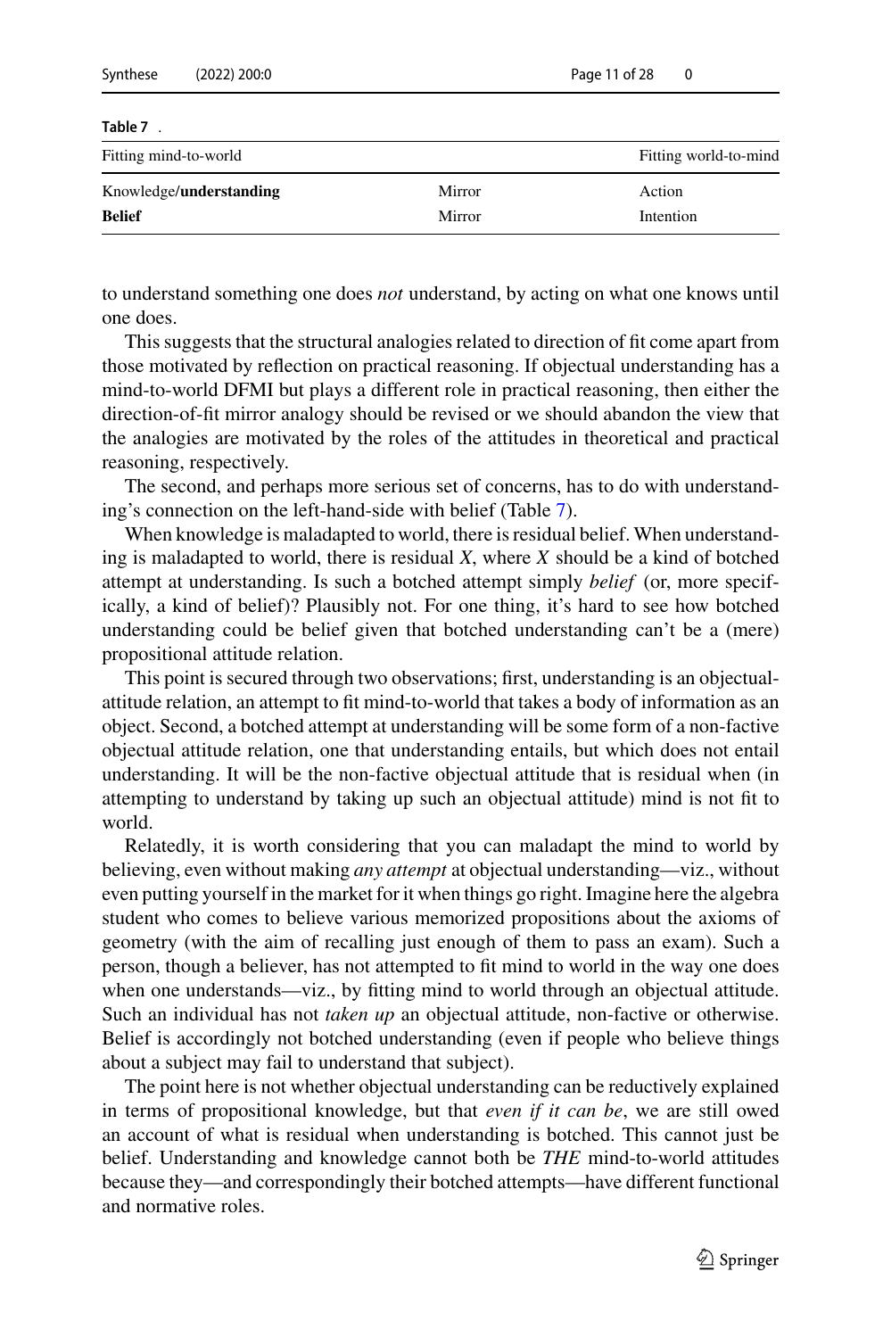**Table 7** .

| Fitting mind-to-world | | Fitting world-to-mind |
|---|---|---|
| Knowledge/**understanding** | Mirror | Action |
| **Belief** | Mirror | Intention |

to understand something one does *not* understand, by acting on what one knows until one does.

This suggests that the structural analogies related to direction of fit come apart from those motivated by reflection on practical reasoning. If objectual understanding has a mind-to-world DFMI but plays a different role in practical reasoning, then either the direction-of-fit mirror analogy should be revised or we should abandon the view that the analogies are motivated by the roles of the attitudes in theoretical and practical reasoning, respectively.

The second, and perhaps more serious set of concerns, has to do with understanding's connection on the left-hand-side with belief (Table 7).

When knowledge is maladapted to world, there is residual belief. When understanding is maladapted to world, there is residual *X*, where *X* should be a kind of botched attempt at understanding. Is such a botched attempt simply *belief* (or, more specifically, a kind of belief)? Plausibly not. For one thing, it's hard to see how botched understanding could be belief given that botched understanding can't be a (mere) propositional attitude relation.

This point is secured through two observations; first, understanding is an objectual-attitude relation, an attempt to fit mind-to-world that takes a body of information as an object. Second, a botched attempt at understanding will be some form of a non-factive objectual attitude relation, one that understanding entails, but which does not entail understanding. It will be the non-factive objectual attitude that is residual when (in attempting to understand by taking up such an objectual attitude) mind is not fit to world.

Relatedly, it is worth considering that you can maladapt the mind to world by believing, even without making *any attempt* at objectual understanding—viz., without even putting yourself in the market for it when things go right. Imagine here the algebra student who comes to believe various memorized propositions about the axioms of geometry (with the aim of recalling just enough of them to pass an exam). Such a person, though a believer, has not attempted to fit mind to world in the way one does when one understands—viz., by fitting mind to world through an objectual attitude. Such an individual has not *taken up* an objectual attitude, non-factive or otherwise. Belief is accordingly not botched understanding (even if people who believe things about a subject may fail to understand that subject).

The point here is not whether objectual understanding can be reductively explained in terms of propositional knowledge, but that *even if it can be*, we are still owed an account of what is residual when understanding is botched. This cannot just be belief. Understanding and knowledge cannot both be *THE* mind-to-world attitudes because they—and correspondingly their botched attempts—have different functional and normative roles.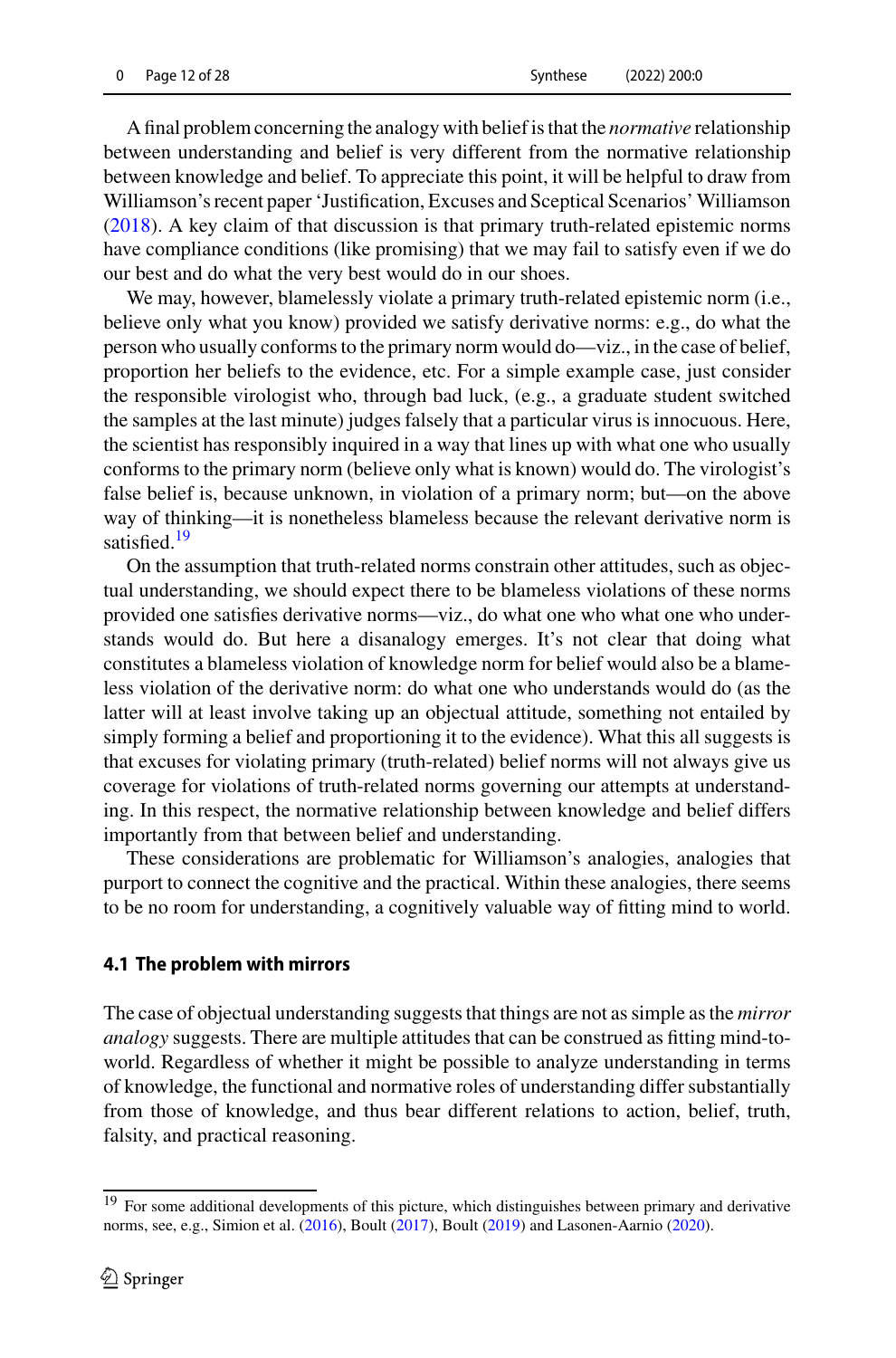A final problem concerning the analogy with belief is that the *normative* relationship between understanding and belief is very different from the normative relationship between knowledge and belief. To appreciate this point, it will be helpful to draw from Williamson's recent paper 'Justification, Excuses and Sceptical Scenarios' Williamson (2018). A key claim of that discussion is that primary truth-related epistemic norms have compliance conditions (like promising) that we may fail to satisfy even if we do our best and do what the very best would do in our shoes.

We may, however, blamelessly violate a primary truth-related epistemic norm (i.e., believe only what you know) provided we satisfy derivative norms: e.g., do what the person who usually conforms to the primary norm would do—viz., in the case of belief, proportion her beliefs to the evidence, etc. For a simple example case, just consider the responsible virologist who, through bad luck, (e.g., a graduate student switched the samples at the last minute) judges falsely that a particular virus is innocuous. Here, the scientist has responsibly inquired in a way that lines up with what one who usually conforms to the primary norm (believe only what is known) would do. The virologist's false belief is, because unknown, in violation of a primary norm; but—on the above way of thinking—it is nonetheless blameless because the relevant derivative norm is satisfied.[19]

On the assumption that truth-related norms constrain other attitudes, such as objectual understanding, we should expect there to be blameless violations of these norms provided one satisfies derivative norms—viz., do what one who what one who understands would do. But here a disanalogy emerges. It's not clear that doing what constitutes a blameless violation of knowledge norm for belief would also be a blameless violation of the derivative norm: do what one who understands would do (as the latter will at least involve taking up an objectual attitude, something not entailed by simply forming a belief and proportioning it to the evidence). What this all suggests is that excuses for violating primary (truth-related) belief norms will not always give us coverage for violations of truth-related norms governing our attempts at understanding. In this respect, the normative relationship between knowledge and belief differs importantly from that between belief and understanding.

These considerations are problematic for Williamson's analogies, analogies that purport to connect the cognitive and the practical. Within these analogies, there seems to be no room for understanding, a cognitively valuable way of fitting mind to world.

### 4.1 The problem with mirrors

The case of objectual understanding suggests that things are not as simple as the *mirror analogy* suggests. There are multiple attitudes that can be construed as fitting mind-to-world. Regardless of whether it might be possible to analyze understanding in terms of knowledge, the functional and normative roles of understanding differ substantially from those of knowledge, and thus bear different relations to action, belief, truth, falsity, and practical reasoning.

---

[19] For some additional developments of this picture, which distinguishes between primary and derivative norms, see, e.g., Simion et al. (2016), Boult (2017), Boult (2019) and Lasonen-Aarnio (2020).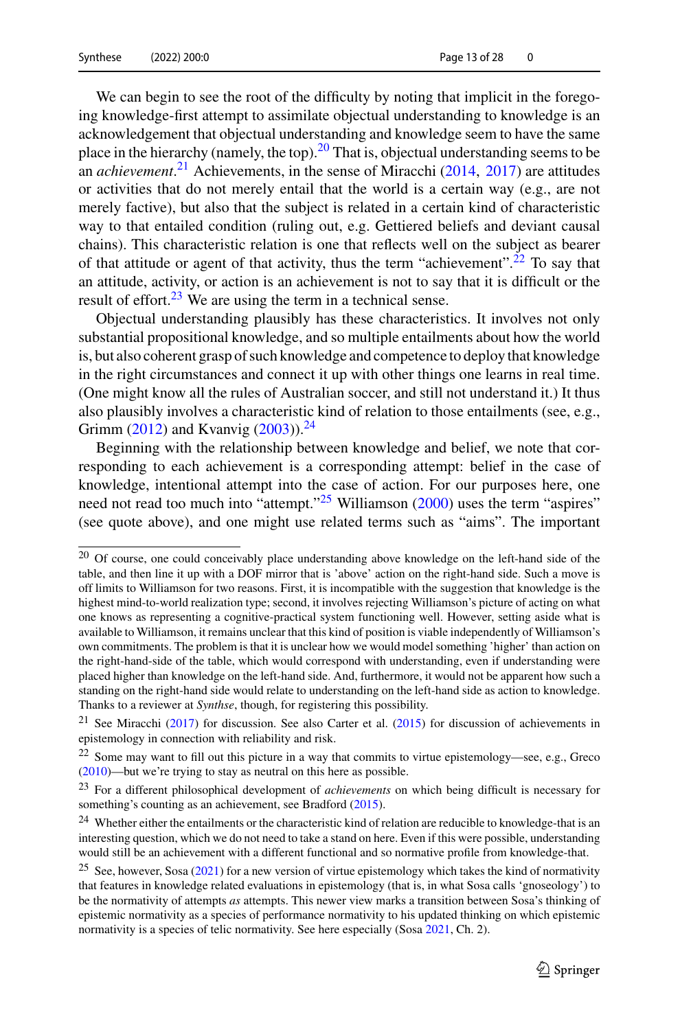We can begin to see the root of the difficulty by noting that implicit in the foregoing knowledge-first attempt to assimilate objectual understanding to knowledge is an acknowledgement that objectual understanding and knowledge seem to have the same place in the hierarchy (namely, the top).[20] That is, objectual understanding seems to be an *achievement*.[21] Achievements, in the sense of Miracchi (2014, 2017) are attitudes or activities that do not merely entail that the world is a certain way (e.g., are not merely factive), but also that the subject is related in a certain kind of characteristic way to that entailed condition (ruling out, e.g. Gettiered beliefs and deviant causal chains). This characteristic relation is one that reflects well on the subject as bearer of that attitude or agent of that activity, thus the term "achievement".[22] To say that an attitude, activity, or action is an achievement is not to say that it is difficult or the result of effort.[23] We are using the term in a technical sense.

Objectual understanding plausibly has these characteristics. It involves not only substantial propositional knowledge, and so multiple entailments about how the world is, but also coherent grasp of such knowledge and competence to deploy that knowledge in the right circumstances and connect it up with other things one learns in real time. (One might know all the rules of Australian soccer, and still not understand it.) It thus also plausibly involves a characteristic kind of relation to those entailments (see, e.g., Grimm (2012) and Kvanvig (2003)).[24]

Beginning with the relationship between knowledge and belief, we note that corresponding to each achievement is a corresponding attempt: belief in the case of knowledge, intentional attempt into the case of action. For our purposes here, one need not read too much into "attempt."[25] Williamson (2000) uses the term "aspires" (see quote above), and one might use related terms such as "aims". The important

---

[20] Of course, one could conceivably place understanding above knowledge on the left-hand side of the table, and then line it up with a DOF mirror that is 'above' action on the right-hand side. Such a move is off limits to Williamson for two reasons. First, it is incompatible with the suggestion that knowledge is the highest mind-to-world realization type; second, it involves rejecting Williamson's picture of acting on what one knows as representing a cognitive-practical system functioning well. However, setting aside what is available to Williamson, it remains unclear that this kind of position is viable independently of Williamson's own commitments. The problem is that it is unclear how we would model something 'higher' than action on the right-hand-side of the table, which would correspond with understanding, even if understanding were placed higher than knowledge on the left-hand side. And, furthermore, it would not be apparent how such a standing on the right-hand side would relate to understanding on the left-hand side as action to knowledge. Thanks to a reviewer at *Synthse*, though, for registering this possibility.

[21] See Miracchi (2017) for discussion. See also Carter et al. (2015) for discussion of achievements in epistemology in connection with reliability and risk.

[22] Some may want to fill out this picture in a way that commits to virtue epistemology—see, e.g., Greco (2010)—but we're trying to stay as neutral on this here as possible.

[23] For a different philosophical development of *achievements* on which being difficult is necessary for something's counting as an achievement, see Bradford (2015).

[24] Whether either the entailments or the characteristic kind of relation are reducible to knowledge-that is an interesting question, which we do not need to take a stand on here. Even if this were possible, understanding would still be an achievement with a different functional and so normative profile from knowledge-that.

[25] See, however, Sosa (2021) for a new version of virtue epistemology which takes the kind of normativity that features in knowledge related evaluations in epistemology (that is, in what Sosa calls 'gnoseology') to be the normativity of attempts *as* attempts. This newer view marks a transition between Sosa's thinking of epistemic normativity as a species of performance normativity to his updated thinking on which epistemic normativity is a species of telic normativity. See here especially (Sosa 2021, Ch. 2).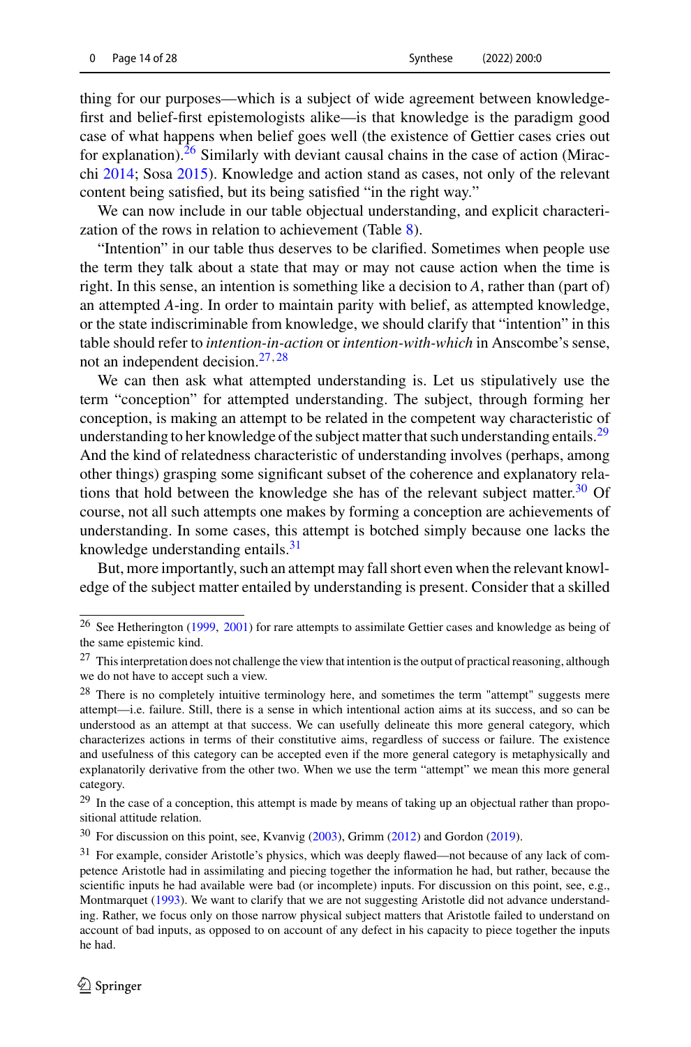thing for our purposes—which is a subject of wide agreement between knowledge-first and belief-first epistemologists alike—is that knowledge is the paradigm good case of what happens when belief goes well (the existence of Gettier cases cries out for explanation).[26] Similarly with deviant causal chains in the case of action (Miracchi 2014; Sosa 2015). Knowledge and action stand as cases, not only of the relevant content being satisfied, but its being satisfied "in the right way."

We can now include in our table objectual understanding, and explicit characterization of the rows in relation to achievement (Table 8).

"Intention" in our table thus deserves to be clarified. Sometimes when people use the term they talk about a state that may or may not cause action when the time is right. In this sense, an intention is something like a decision to *A*, rather than (part of) an attempted *A*-ing. In order to maintain parity with belief, as attempted knowledge, or the state indiscriminable from knowledge, we should clarify that "intention" in this table should refer to *intention-in-action* or *intention-with-which* in Anscombe's sense, not an independent decision.[27,28]

We can then ask what attempted understanding is. Let us stipulatively use the term "conception" for attempted understanding. The subject, through forming her conception, is making an attempt to be related in the competent way characteristic of understanding to her knowledge of the subject matter that such understanding entails.[29] And the kind of relatedness characteristic of understanding involves (perhaps, among other things) grasping some significant subset of the coherence and explanatory relations that hold between the knowledge she has of the relevant subject matter.[30] Of course, not all such attempts one makes by forming a conception are achievements of understanding. In some cases, this attempt is botched simply because one lacks the knowledge understanding entails.[31]

But, more importantly, such an attempt may fall short even when the relevant knowledge of the subject matter entailed by understanding is present. Consider that a skilled

---

[26] See Hetherington (1999, 2001) for rare attempts to assimilate Gettier cases and knowledge as being of the same epistemic kind.

[27] This interpretation does not challenge the view that intention is the output of practical reasoning, although we do not have to accept such a view.

[28] There is no completely intuitive terminology here, and sometimes the term "attempt" suggests mere attempt—i.e. failure. Still, there is a sense in which intentional action aims at its success, and so can be understood as an attempt at that success. We can usefully delineate this more general category, which characterizes actions in terms of their constitutive aims, regardless of success or failure. The existence and usefulness of this category can be accepted even if the more general category is metaphysically and explanatorily derivative from the other two. When we use the term "attempt" we mean this more general category.

[29] In the case of a conception, this attempt is made by means of taking up an objectual rather than propositional attitude relation.

[30] For discussion on this point, see, Kvanvig (2003), Grimm (2012) and Gordon (2019).

[31] For example, consider Aristotle's physics, which was deeply flawed—not because of any lack of competence Aristotle had in assimilating and piecing together the information he had, but rather, because the scientific inputs he had available were bad (or incomplete) inputs. For discussion on this point, see, e.g., Montmarquet (1993). We want to clarify that we are not suggesting Aristotle did not advance understanding. Rather, we focus only on those narrow physical subject matters that Aristotle failed to understand on account of bad inputs, as opposed to on account of any defect in his capacity to piece together the inputs he had.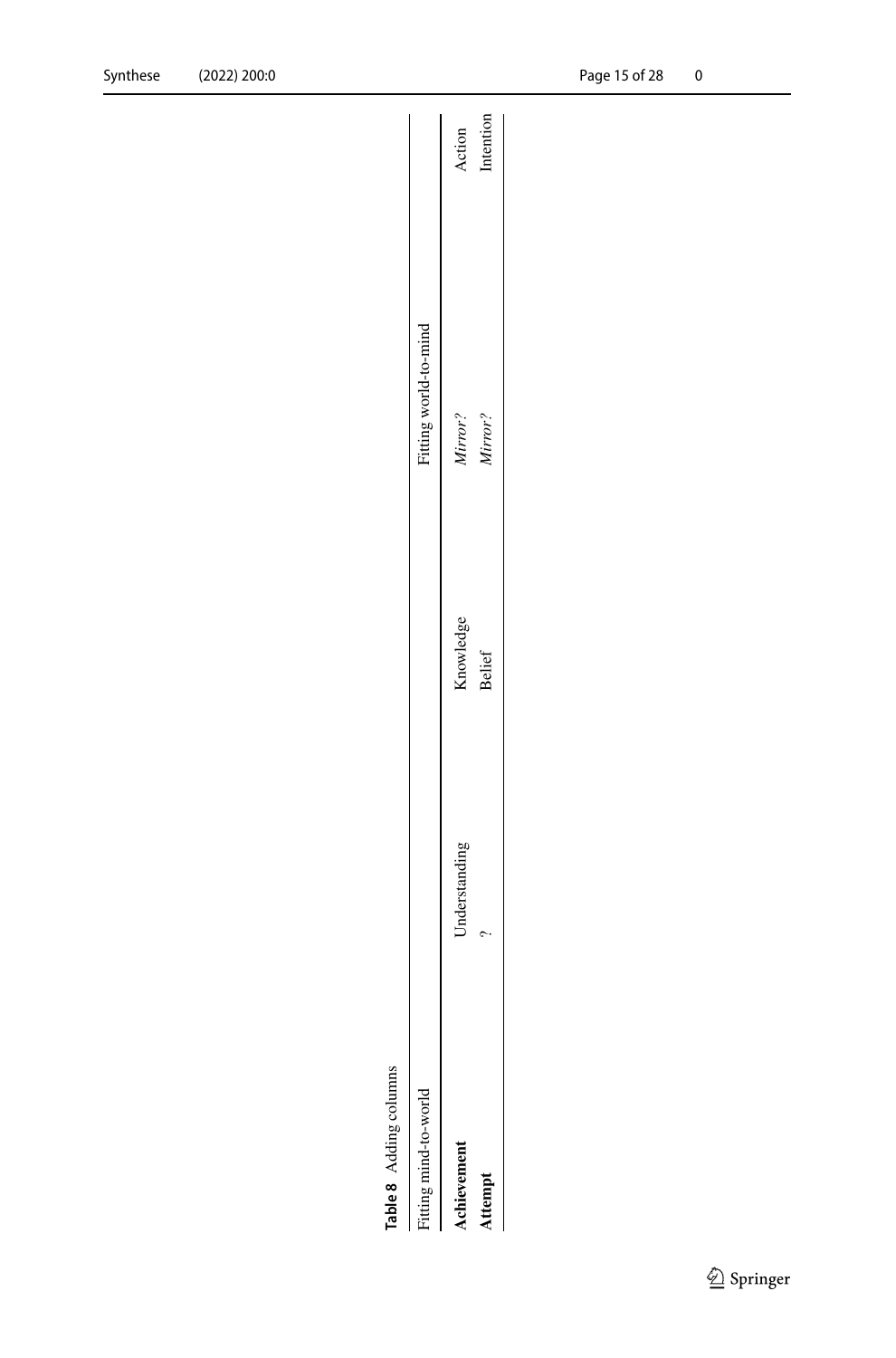**Table 8** Adding columns

| Fitting mind-to-world | | | Fitting world-to-mind | |
|---|---|---|---|---|
| **Achievement** | Understanding | Knowledge | *Mirror?* | Action |
| **Attempt** | ? | Belief | *Mirror?* | Intention |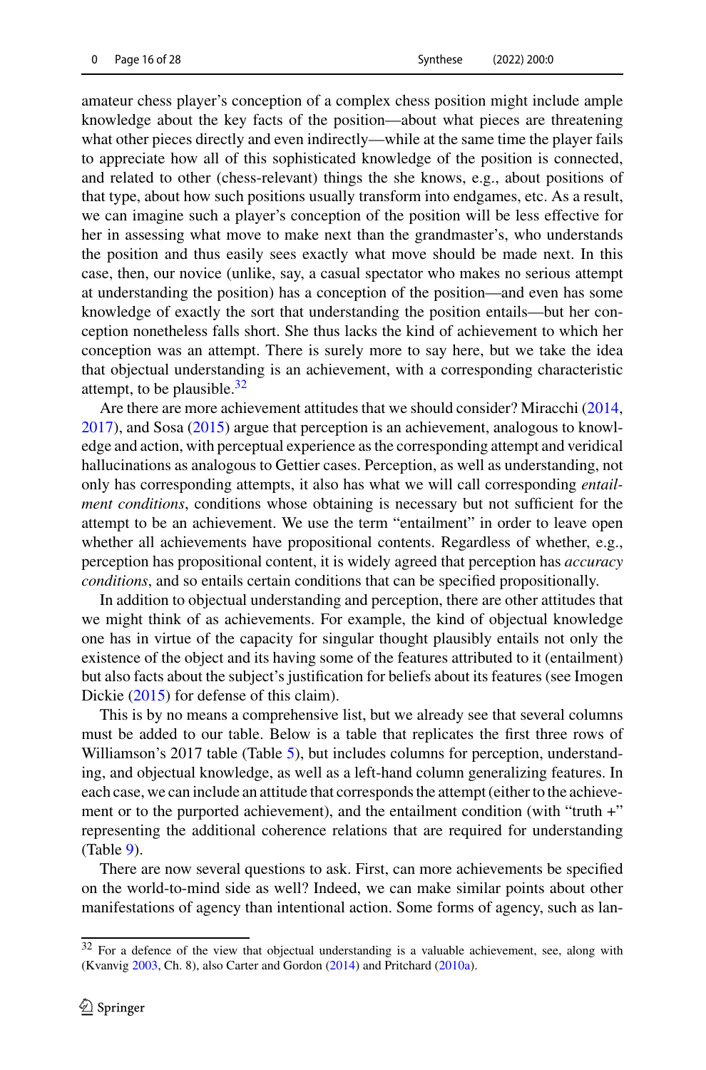amateur chess player's conception of a complex chess position might include ample knowledge about the key facts of the position—about what pieces are threatening what other pieces directly and even indirectly—while at the same time the player fails to appreciate how all of this sophisticated knowledge of the position is connected, and related to other (chess-relevant) things the she knows, e.g., about positions of that type, about how such positions usually transform into endgames, etc. As a result, we can imagine such a player's conception of the position will be less effective for her in assessing what move to make next than the grandmaster's, who understands the position and thus easily sees exactly what move should be made next. In this case, then, our novice (unlike, say, a casual spectator who makes no serious attempt at understanding the position) has a conception of the position—and even has some knowledge of exactly the sort that understanding the position entails—but her conception nonetheless falls short. She thus lacks the kind of achievement to which her conception was an attempt. There is surely more to say here, but we take the idea that objectual understanding is an achievement, with a corresponding characteristic attempt, to be plausible.[32]

Are there are more achievement attitudes that we should consider? Miracchi (2014, 2017), and Sosa (2015) argue that perception is an achievement, analogous to knowledge and action, with perceptual experience as the corresponding attempt and veridical hallucinations as analogous to Gettier cases. Perception, as well as understanding, not only has corresponding attempts, it also has what we will call corresponding *entailment conditions*, conditions whose obtaining is necessary but not sufficient for the attempt to be an achievement. We use the term "entailment" in order to leave open whether all achievements have propositional contents. Regardless of whether, e.g., perception has propositional content, it is widely agreed that perception has *accuracy conditions*, and so entails certain conditions that can be specified propositionally.

In addition to objectual understanding and perception, there are other attitudes that we might think of as achievements. For example, the kind of objectual knowledge one has in virtue of the capacity for singular thought plausibly entails not only the existence of the object and its having some of the features attributed to it (entailment) but also facts about the subject's justification for beliefs about its features (see Imogen Dickie (2015) for defense of this claim).

This is by no means a comprehensive list, but we already see that several columns must be added to our table. Below is a table that replicates the first three rows of Williamson's 2017 table (Table 5), but includes columns for perception, understanding, and objectual knowledge, as well as a left-hand column generalizing features. In each case, we can include an attitude that corresponds the attempt (either to the achievement or to the purported achievement), and the entailment condition (with "truth +" representing the additional coherence relations that are required for understanding (Table 9).

There are now several questions to ask. First, can more achievements be specified on the world-to-mind side as well? Indeed, we can make similar points about other manifestations of agency than intentional action. Some forms of agency, such as lan-

[32] For a defence of the view that objectual understanding is a valuable achievement, see, along with (Kvanvig 2003, Ch. 8), also Carter and Gordon (2014) and Pritchard (2010a).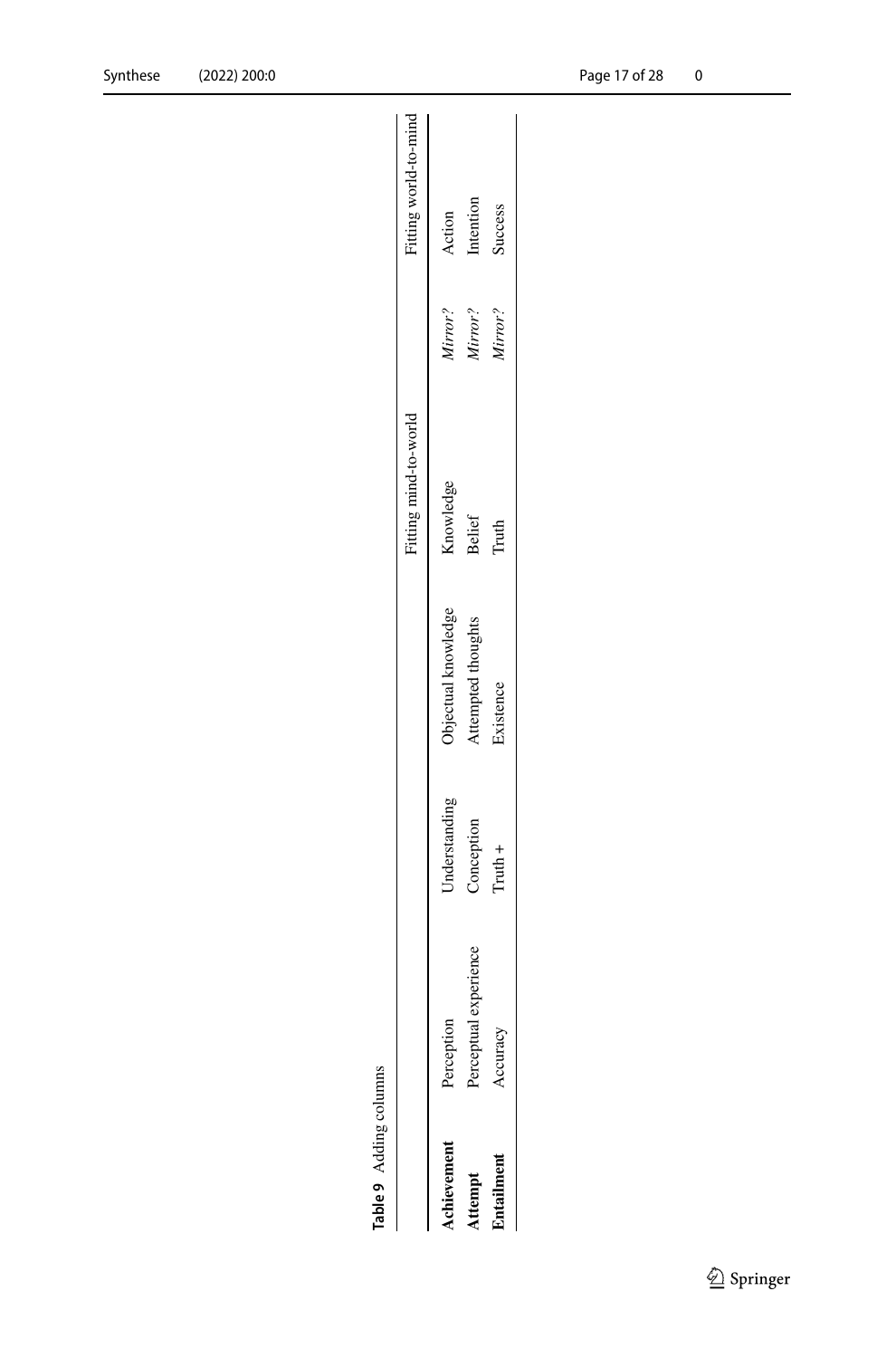**Table 9** Adding columns

| | | | | Fitting mind-to-world | | Fitting world-to-mind |
|---|---|---|---|---|---|---|
| **Achievement** | Perception | Understanding | Objectual knowledge | Knowledge | *Mirror?* | Action |
| **Attempt** | Perceptual experience | Conception | Attempted thoughts | Belief | *Mirror?* | Intention |
| **Entailment** | Accuracy | Truth + | Existence | Truth | *Mirror?* | Success |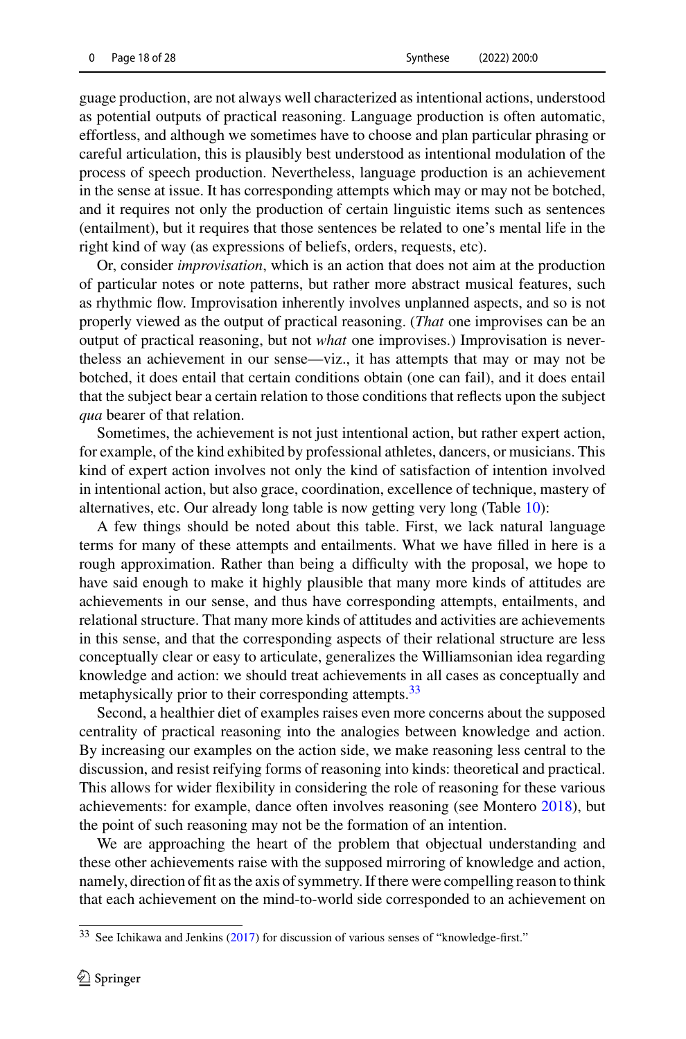guage production, are not always well characterized as intentional actions, understood as potential outputs of practical reasoning. Language production is often automatic, effortless, and although we sometimes have to choose and plan particular phrasing or careful articulation, this is plausibly best understood as intentional modulation of the process of speech production. Nevertheless, language production is an achievement in the sense at issue. It has corresponding attempts which may or may not be botched, and it requires not only the production of certain linguistic items such as sentences (entailment), but it requires that those sentences be related to one's mental life in the right kind of way (as expressions of beliefs, orders, requests, etc).

Or, consider *improvisation*, which is an action that does not aim at the production of particular notes or note patterns, but rather more abstract musical features, such as rhythmic flow. Improvisation inherently involves unplanned aspects, and so is not properly viewed as the output of practical reasoning. (*That* one improvises can be an output of practical reasoning, but not *what* one improvises.) Improvisation is nevertheless an achievement in our sense—viz., it has attempts that may or may not be botched, it does entail that certain conditions obtain (one can fail), and it does entail that the subject bear a certain relation to those conditions that reflects upon the subject *qua* bearer of that relation.

Sometimes, the achievement is not just intentional action, but rather expert action, for example, of the kind exhibited by professional athletes, dancers, or musicians. This kind of expert action involves not only the kind of satisfaction of intention involved in intentional action, but also grace, coordination, excellence of technique, mastery of alternatives, etc. Our already long table is now getting very long (Table 10):

A few things should be noted about this table. First, we lack natural language terms for many of these attempts and entailments. What we have filled in here is a rough approximation. Rather than being a difficulty with the proposal, we hope to have said enough to make it highly plausible that many more kinds of attitudes are achievements in our sense, and thus have corresponding attempts, entailments, and relational structure. That many more kinds of attitudes and activities are achievements in this sense, and that the corresponding aspects of their relational structure are less conceptually clear or easy to articulate, generalizes the Williamsonian idea regarding knowledge and action: we should treat achievements in all cases as conceptually and metaphysically prior to their corresponding attempts.[33]

Second, a healthier diet of examples raises even more concerns about the supposed centrality of practical reasoning into the analogies between knowledge and action. By increasing our examples on the action side, we make reasoning less central to the discussion, and resist reifying forms of reasoning into kinds: theoretical and practical. This allows for wider flexibility in considering the role of reasoning for these various achievements: for example, dance often involves reasoning (see Montero 2018), but the point of such reasoning may not be the formation of an intention.

We are approaching the heart of the problem that objectual understanding and these other achievements raise with the supposed mirroring of knowledge and action, namely, direction of fit as the axis of symmetry. If there were compelling reason to think that each achievement on the mind-to-world side corresponded to an achievement on

[33] See Ichikawa and Jenkins (2017) for discussion of various senses of "knowledge-first."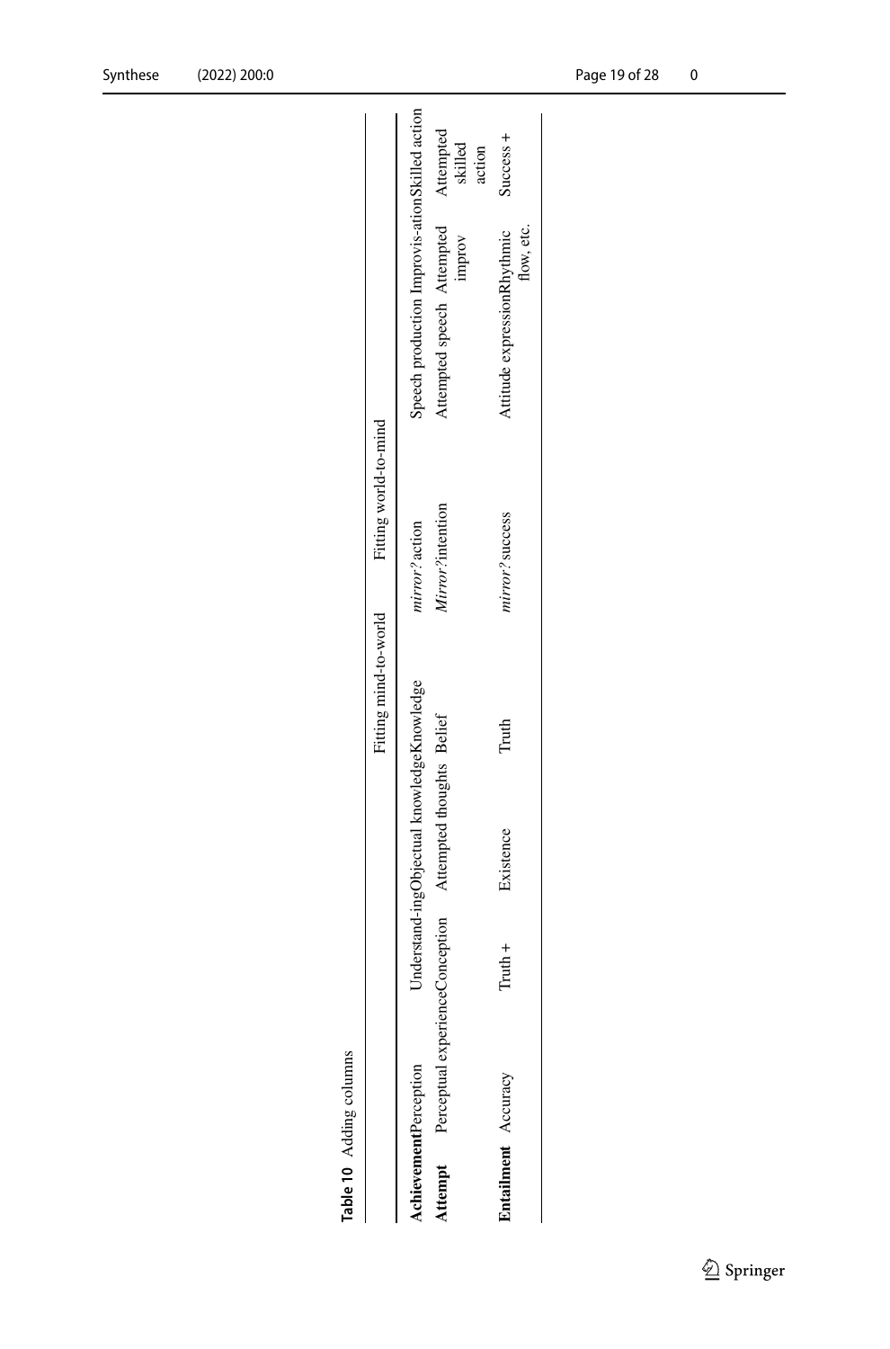**Table 10** Adding columns

| | | | Fitting mind-to-world | | Fitting world-to-mind | | | |
|---|---|---|---|---|---|---|---|---|
| **Achievement** | Perception | Understand-ing | Objectual knowledge | Knowledge | *mirror?* action | Speech production | Improvis-ation | Skilled action |
| **Attempt** | Perceptual experience | Conception | Attempted thoughts | Belief | *Mirror?* intention | Attempted speech | Attempted improv | Attempted skilled action |
| **Entailment** | Accuracy | Truth + | Existence | Truth | *mirror?* success | Attitude expression | Rhythmic flow, etc. | Success + |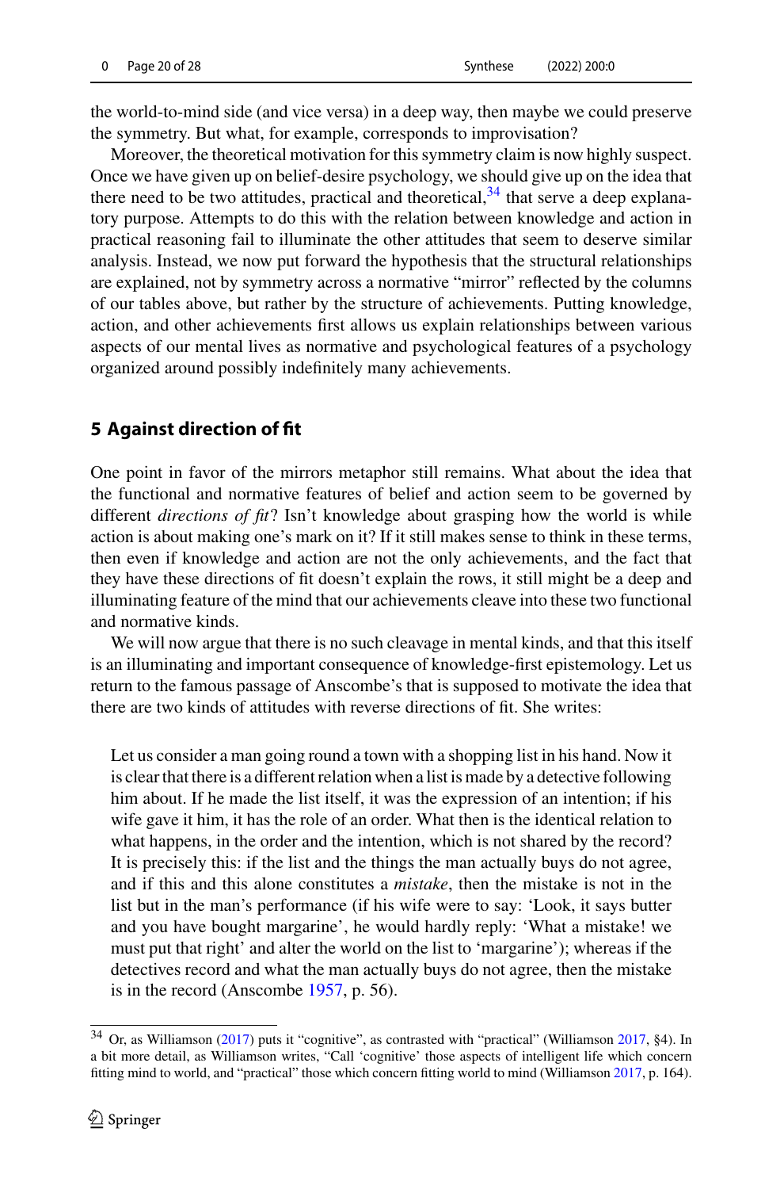the world-to-mind side (and vice versa) in a deep way, then maybe we could preserve the symmetry. But what, for example, corresponds to improvisation?

Moreover, the theoretical motivation for this symmetry claim is now highly suspect. Once we have given up on belief-desire psychology, we should give up on the idea that there need to be two attitudes, practical and theoretical,[34] that serve a deep explanatory purpose. Attempts to do this with the relation between knowledge and action in practical reasoning fail to illuminate the other attitudes that seem to deserve similar analysis. Instead, we now put forward the hypothesis that the structural relationships are explained, not by symmetry across a normative "mirror" reflected by the columns of our tables above, but rather by the structure of achievements. Putting knowledge, action, and other achievements first allows us explain relationships between various aspects of our mental lives as normative and psychological features of a psychology organized around possibly indefinitely many achievements.

## 5 Against direction of fit

One point in favor of the mirrors metaphor still remains. What about the idea that the functional and normative features of belief and action seem to be governed by different *directions of fit*? Isn't knowledge about grasping how the world is while action is about making one's mark on it? If it still makes sense to think in these terms, then even if knowledge and action are not the only achievements, and the fact that they have these directions of fit doesn't explain the rows, it still might be a deep and illuminating feature of the mind that our achievements cleave into these two functional and normative kinds.

We will now argue that there is no such cleavage in mental kinds, and that this itself is an illuminating and important consequence of knowledge-first epistemology. Let us return to the famous passage of Anscombe's that is supposed to motivate the idea that there are two kinds of attitudes with reverse directions of fit. She writes:

> Let us consider a man going round a town with a shopping list in his hand. Now it is clear that there is a different relation when a list is made by a detective following him about. If he made the list itself, it was the expression of an intention; if his wife gave it him, it has the role of an order. What then is the identical relation to what happens, in the order and the intention, which is not shared by the record? It is precisely this: if the list and the things the man actually buys do not agree, and if this and this alone constitutes a *mistake*, then the mistake is not in the list but in the man's performance (if his wife were to say: 'Look, it says butter and you have bought margarine', he would hardly reply: 'What a mistake! we must put that right' and alter the world on the list to 'margarine'); whereas if the detectives record and what the man actually buys do not agree, then the mistake is in the record (Anscombe 1957, p. 56).

[34] Or, as Williamson (2017) puts it "cognitive", as contrasted with "practical" (Williamson 2017, §4). In a bit more detail, as Williamson writes, "Call 'cognitive' those aspects of intelligent life which concern fitting mind to world, and "practical" those which concern fitting world to mind (Williamson 2017, p. 164).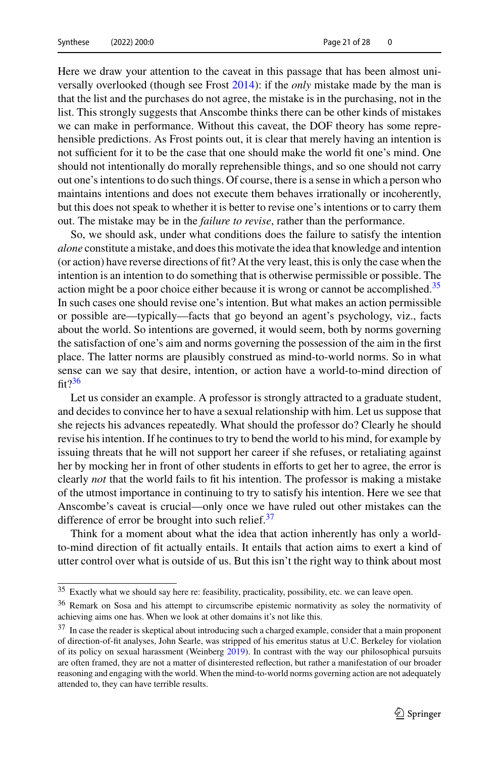Here we draw your attention to the caveat in this passage that has been almost universally overlooked (though see Frost 2014): if the *only* mistake made by the man is that the list and the purchases do not agree, the mistake is in the purchasing, not in the list. This strongly suggests that Anscombe thinks there can be other kinds of mistakes we can make in performance. Without this caveat, the DOF theory has some reprehensible predictions. As Frost points out, it is clear that merely having an intention is not sufficient for it to be the case that one should make the world fit one's mind. One should not intentionally do morally reprehensible things, and so one should not carry out one's intentions to do such things. Of course, there is a sense in which a person who maintains intentions and does not execute them behaves irrationally or incoherently, but this does not speak to whether it is better to revise one's intentions or to carry them out. The mistake may be in the *failure to revise*, rather than the performance.

So, we should ask, under what conditions does the failure to satisfy the intention *alone* constitute a mistake, and does this motivate the idea that knowledge and intention (or action) have reverse directions of fit? At the very least, this is only the case when the intention is an intention to do something that is otherwise permissible or possible. The action might be a poor choice either because it is wrong or cannot be accomplished.[35] In such cases one should revise one's intention. But what makes an action permissible or possible are—typically—facts that go beyond an agent's psychology, viz., facts about the world. So intentions are governed, it would seem, both by norms governing the satisfaction of one's aim and norms governing the possession of the aim in the first place. The latter norms are plausibly construed as mind-to-world norms. So in what sense can we say that desire, intention, or action have a world-to-mind direction of fit?[36]

Let us consider an example. A professor is strongly attracted to a graduate student, and decides to convince her to have a sexual relationship with him. Let us suppose that she rejects his advances repeatedly. What should the professor do? Clearly he should revise his intention. If he continues to try to bend the world to his mind, for example by issuing threats that he will not support her career if she refuses, or retaliating against her by mocking her in front of other students in efforts to get her to agree, the error is clearly *not* that the world fails to fit his intention. The professor is making a mistake of the utmost importance in continuing to try to satisfy his intention. Here we see that Anscombe's caveat is crucial—only once we have ruled out other mistakes can the difference of error be brought into such relief.[37]

Think for a moment about what the idea that action inherently has only a world-to-mind direction of fit actually entails. It entails that action aims to exert a kind of utter control over what is outside of us. But this isn't the right way to think about most

---

[35] Exactly what we should say here re: feasibility, practicality, possibility, etc. we can leave open.

[36] Remark on Sosa and his attempt to circumscribe epistemic normativity as soley the normativity of achieving aims one has. When we look at other domains it's not like this.

[37] In case the reader is skeptical about introducing such a charged example, consider that a main proponent of direction-of-fit analyses, John Searle, was stripped of his emeritus status at U.C. Berkeley for violation of its policy on sexual harassment (Weinberg 2019). In contrast with the way our philosophical pursuits are often framed, they are not a matter of disinterested reflection, but rather a manifestation of our broader reasoning and engaging with the world. When the mind-to-world norms governing action are not adequately attended to, they can have terrible results.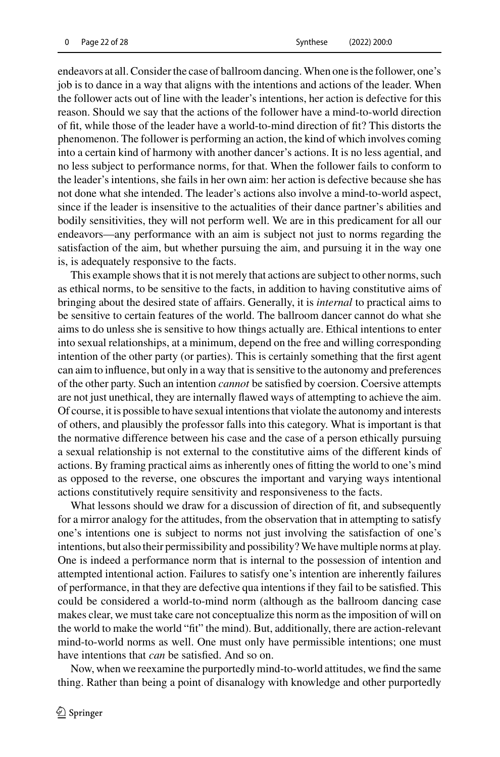endeavors at all. Consider the case of ballroom dancing. When one is the follower, one's job is to dance in a way that aligns with the intentions and actions of the leader. When the follower acts out of line with the leader's intentions, her action is defective for this reason. Should we say that the actions of the follower have a mind-to-world direction of fit, while those of the leader have a world-to-mind direction of fit? This distorts the phenomenon. The follower is performing an action, the kind of which involves coming into a certain kind of harmony with another dancer's actions. It is no less agential, and no less subject to performance norms, for that. When the follower fails to conform to the leader's intentions, she fails in her own aim: her action is defective because she has not done what she intended. The leader's actions also involve a mind-to-world aspect, since if the leader is insensitive to the actualities of their dance partner's abilities and bodily sensitivities, they will not perform well. We are in this predicament for all our endeavors—any performance with an aim is subject not just to norms regarding the satisfaction of the aim, but whether pursuing the aim, and pursuing it in the way one is, is adequately responsive to the facts.

This example shows that it is not merely that actions are subject to other norms, such as ethical norms, to be sensitive to the facts, in addition to having constitutive aims of bringing about the desired state of affairs. Generally, it is *internal* to practical aims to be sensitive to certain features of the world. The ballroom dancer cannot do what she aims to do unless she is sensitive to how things actually are. Ethical intentions to enter into sexual relationships, at a minimum, depend on the free and willing corresponding intention of the other party (or parties). This is certainly something that the first agent can aim to influence, but only in a way that is sensitive to the autonomy and preferences of the other party. Such an intention *cannot* be satisfied by coercion. Coersive attempts are not just unethical, they are internally flawed ways of attempting to achieve the aim. Of course, it is possible to have sexual intentions that violate the autonomy and interests of others, and plausibly the professor falls into this category. What is important is that the normative difference between his case and the case of a person ethically pursuing a sexual relationship is not external to the constitutive aims of the different kinds of actions. By framing practical aims as inherently ones of fitting the world to one's mind as opposed to the reverse, one obscures the important and varying ways intentional actions constitutively require sensitivity and responsiveness to the facts.

What lessons should we draw for a discussion of direction of fit, and subsequently for a mirror analogy for the attitudes, from the observation that in attempting to satisfy one's intentions one is subject to norms not just involving the satisfaction of one's intentions, but also their permissibility and possibility? We have multiple norms at play. One is indeed a performance norm that is internal to the possession of intention and attempted intentional action. Failures to satisfy one's intention are inherently failures of performance, in that they are defective qua intentions if they fail to be satisfied. This could be considered a world-to-mind norm (although as the ballroom dancing case makes clear, we must take care not conceptualize this norm as the imposition of will on the world to make the world "fit" the mind). But, additionally, there are action-relevant mind-to-world norms as well. One must only have permissible intentions; one must have intentions that *can* be satisfied. And so on.

Now, when we reexamine the purportedly mind-to-world attitudes, we find the same thing. Rather than being a point of disanalogy with knowledge and other purportedly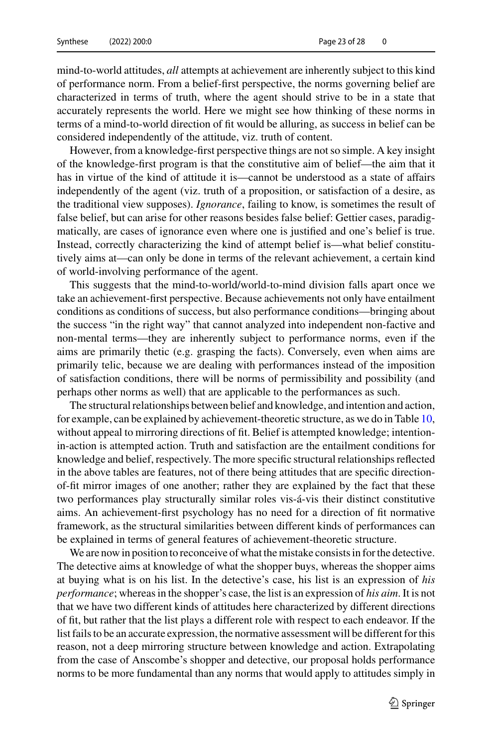mind-to-world attitudes, *all* attempts at achievement are inherently subject to this kind of performance norm. From a belief-first perspective, the norms governing belief are characterized in terms of truth, where the agent should strive to be in a state that accurately represents the world. Here we might see how thinking of these norms in terms of a mind-to-world direction of fit would be alluring, as success in belief can be considered independently of the attitude, viz. truth of content.

However, from a knowledge-first perspective things are not so simple. A key insight of the knowledge-first program is that the constitutive aim of belief—the aim that it has in virtue of the kind of attitude it is—cannot be understood as a state of affairs independently of the agent (viz. truth of a proposition, or satisfaction of a desire, as the traditional view supposes). *Ignorance*, failing to know, is sometimes the result of false belief, but can arise for other reasons besides false belief: Gettier cases, paradigmatically, are cases of ignorance even where one is justified and one's belief is true. Instead, correctly characterizing the kind of attempt belief is—what belief constitutively aims at—can only be done in terms of the relevant achievement, a certain kind of world-involving performance of the agent.

This suggests that the mind-to-world/world-to-mind division falls apart once we take an achievement-first perspective. Because achievements not only have entailment conditions as conditions of success, but also performance conditions—bringing about the success "in the right way" that cannot analyzed into independent non-factive and non-mental terms—they are inherently subject to performance norms, even if the aims are primarily thetic (e.g. grasping the facts). Conversely, even when aims are primarily telic, because we are dealing with performances instead of the imposition of satisfaction conditions, there will be norms of permissibility and possibility (and perhaps other norms as well) that are applicable to the performances as such.

The structural relationships between belief and knowledge, and intention and action, for example, can be explained by achievement-theoretic structure, as we do in Table 10, without appeal to mirroring directions of fit. Belief is attempted knowledge; intention-in-action is attempted action. Truth and satisfaction are the entailment conditions for knowledge and belief, respectively. The more specific structural relationships reflected in the above tables are features, not of there being attitudes that are specific direction-of-fit mirror images of one another; rather they are explained by the fact that these two performances play structurally similar roles vis-á-vis their distinct constitutive aims. An achievement-first psychology has no need for a direction of fit normative framework, as the structural similarities between different kinds of performances can be explained in terms of general features of achievement-theoretic structure.

We are now in position to reconceive of what the mistake consists in for the detective. The detective aims at knowledge of what the shopper buys, whereas the shopper aims at buying what is on his list. In the detective's case, his list is an expression of *his performance*; whereas in the shopper's case, the list is an expression of *his aim*. It is not that we have two different kinds of attitudes here characterized by different directions of fit, but rather that the list plays a different role with respect to each endeavor. If the list fails to be an accurate expression, the normative assessment will be different for this reason, not a deep mirroring structure between knowledge and action. Extrapolating from the case of Anscombe's shopper and detective, our proposal holds performance norms to be more fundamental than any norms that would apply to attitudes simply in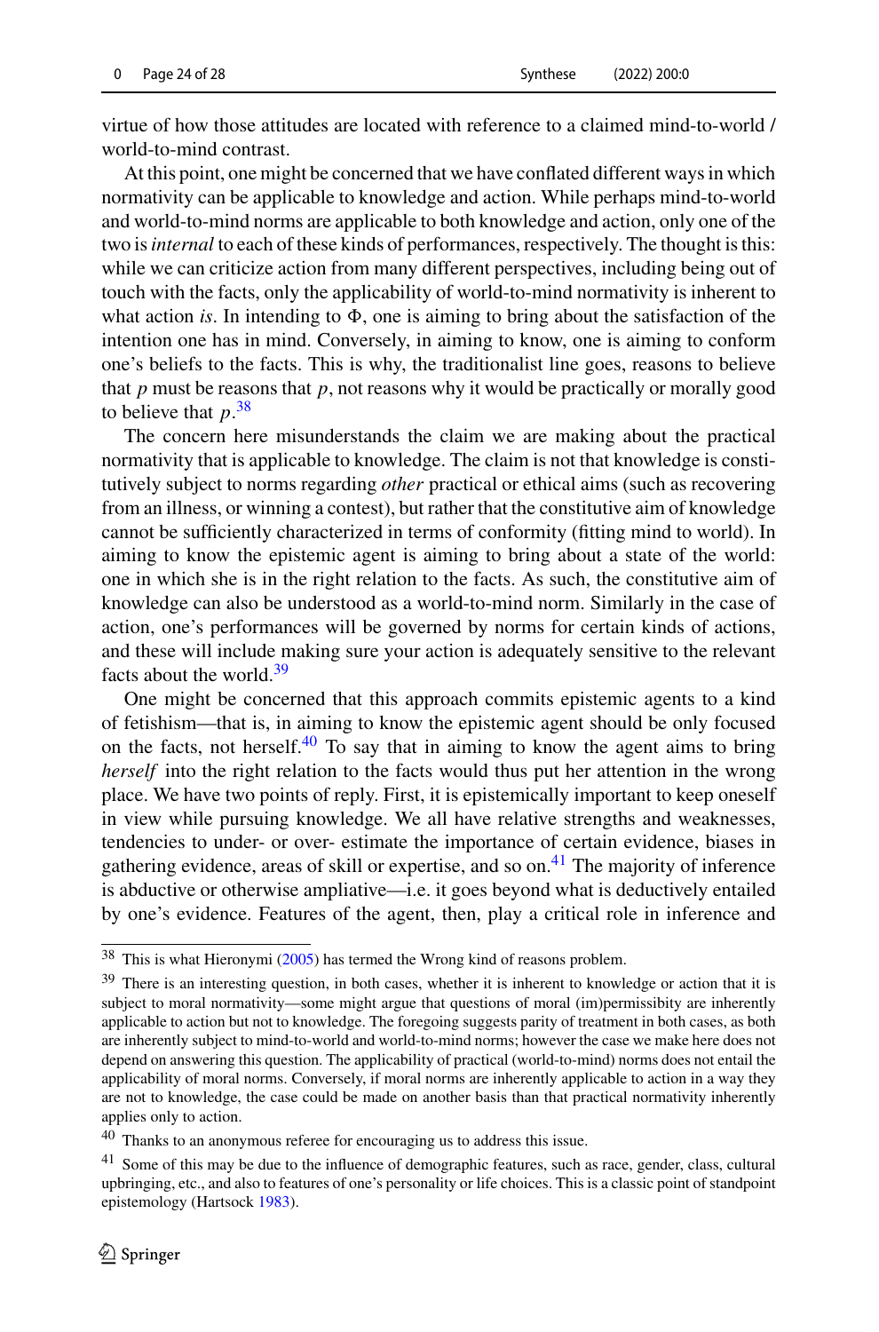virtue of how those attitudes are located with reference to a claimed mind-to-world / world-to-mind contrast.

At this point, one might be concerned that we have conflated different ways in which normativity can be applicable to knowledge and action. While perhaps mind-to-world and world-to-mind norms are applicable to both knowledge and action, only one of the two is *internal* to each of these kinds of performances, respectively. The thought is this: while we can criticize action from many different perspectives, including being out of touch with the facts, only the applicability of world-to-mind normativity is inherent to what action *is*. In intending to $\Phi$, one is aiming to bring about the satisfaction of the intention one has in mind. Conversely, in aiming to know, one is aiming to conform one's beliefs to the facts. This is why, the traditionalist line goes, reasons to believe that *p* must be reasons that *p*, not reasons why it would be practically or morally good to believe that *p*.[38]

The concern here misunderstands the claim we are making about the practical normativity that is applicable to knowledge. The claim is not that knowledge is constitutively subject to norms regarding *other* practical or ethical aims (such as recovering from an illness, or winning a contest), but rather that the constitutive aim of knowledge cannot be sufficiently characterized in terms of conformity (fitting mind to world). In aiming to know the epistemic agent is aiming to bring about a state of the world: one in which she is in the right relation to the facts. As such, the constitutive aim of knowledge can also be understood as a world-to-mind norm. Similarly in the case of action, one's performances will be governed by norms for certain kinds of actions, and these will include making sure your action is adequately sensitive to the relevant facts about the world.[39]

One might be concerned that this approach commits epistemic agents to a kind of fetishism—that is, in aiming to know the epistemic agent should be only focused on the facts, not herself.[40] To say that in aiming to know the agent aims to bring *herself* into the right relation to the facts would thus put her attention in the wrong place. We have two points of reply. First, it is epistemically important to keep oneself in view while pursuing knowledge. We all have relative strengths and weaknesses, tendencies to under- or over- estimate the importance of certain evidence, biases in gathering evidence, areas of skill or expertise, and so on.[41] The majority of inference is abductive or otherwise ampliative—i.e. it goes beyond what is deductively entailed by one's evidence. Features of the agent, then, play a critical role in inference and

---

[38] This is what Hieronymi (2005) has termed the Wrong kind of reasons problem.

[39] There is an interesting question, in both cases, whether it is inherent to knowledge or action that it is subject to moral normativity—some might argue that questions of moral (im)permissibility are inherently applicable to action but not to knowledge. The foregoing suggests parity of treatment in both cases, as both are inherently subject to mind-to-world and world-to-mind norms; however the case we make here does not depend on answering this question. The applicability of practical (world-to-mind) norms does not entail the applicability of moral norms. Conversely, if moral norms are inherently applicable to action in a way they are not to knowledge, the case could be made on another basis than that practical normativity inherently applies only to action.

[40] Thanks to an anonymous referee for encouraging us to address this issue.

[41] Some of this may be due to the influence of demographic features, such as race, gender, class, cultural upbringing, etc., and also to features of one's personality or life choices. This is a classic point of standpoint epistemology (Hartsock 1983).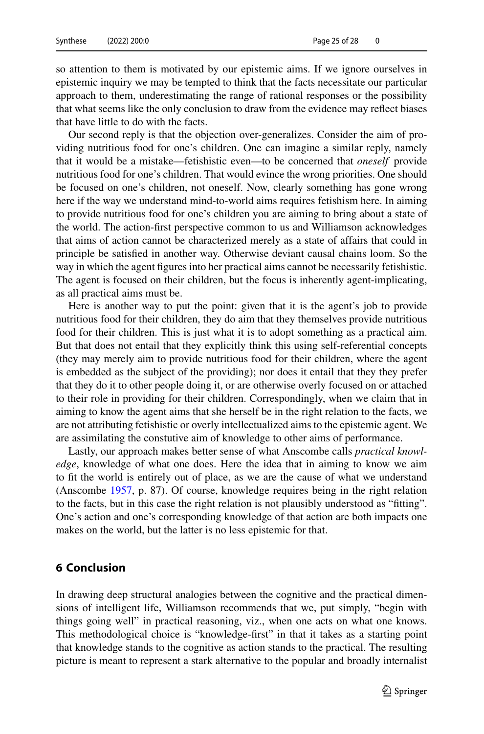so attention to them is motivated by our epistemic aims. If we ignore ourselves in epistemic inquiry we may be tempted to think that the facts necessitate our particular approach to them, underestimating the range of rational responses or the possibility that what seems like the only conclusion to draw from the evidence may reflect biases that have little to do with the facts.

Our second reply is that the objection over-generalizes. Consider the aim of providing nutritious food for one's children. One can imagine a similar reply, namely that it would be a mistake—fetishistic even—to be concerned that *oneself* provide nutritious food for one's children. That would evince the wrong priorities. One should be focused on one's children, not oneself. Now, clearly something has gone wrong here if the way we understand mind-to-world aims requires fetishism here. In aiming to provide nutritious food for one's children you are aiming to bring about a state of the world. The action-first perspective common to us and Williamson acknowledges that aims of action cannot be characterized merely as a state of affairs that could in principle be satisfied in another way. Otherwise deviant causal chains loom. So the way in which the agent figures into her practical aims cannot be necessarily fetishistic. The agent is focused on their children, but the focus is inherently agent-implicating, as all practical aims must be.

Here is another way to put the point: given that it is the agent's job to provide nutritious food for their children, they do aim that they themselves provide nutritious food for their children. This is just what it is to adopt something as a practical aim. But that does not entail that they explicitly think this using self-referential concepts (they may merely aim to provide nutritious food for their children, where the agent is embedded as the subject of the providing); nor does it entail that they they prefer that they do it to other people doing it, or are otherwise overly focused on or attached to their role in providing for their children. Correspondingly, when we claim that in aiming to know the agent aims that she herself be in the right relation to the facts, we are not attributing fetishistic or overly intellectualized aims to the epistemic agent. We are assimilating the constutive aim of knowledge to other aims of performance.

Lastly, our approach makes better sense of what Anscombe calls *practical knowledge*, knowledge of what one does. Here the idea that in aiming to know we aim to fit the world is entirely out of place, as we are the cause of what we understand (Anscombe 1957, p. 87). Of course, knowledge requires being in the right relation to the facts, but in this case the right relation is not plausibly understood as "fitting". One's action and one's corresponding knowledge of that action are both impacts one makes on the world, but the latter is no less epistemic for that.

## 6 Conclusion

In drawing deep structural analogies between the cognitive and the practical dimensions of intelligent life, Williamson recommends that we, put simply, "begin with things going well" in practical reasoning, viz., when one acts on what one knows. This methodological choice is "knowledge-first" in that it takes as a starting point that knowledge stands to the cognitive as action stands to the practical. The resulting picture is meant to represent a stark alternative to the popular and broadly internalist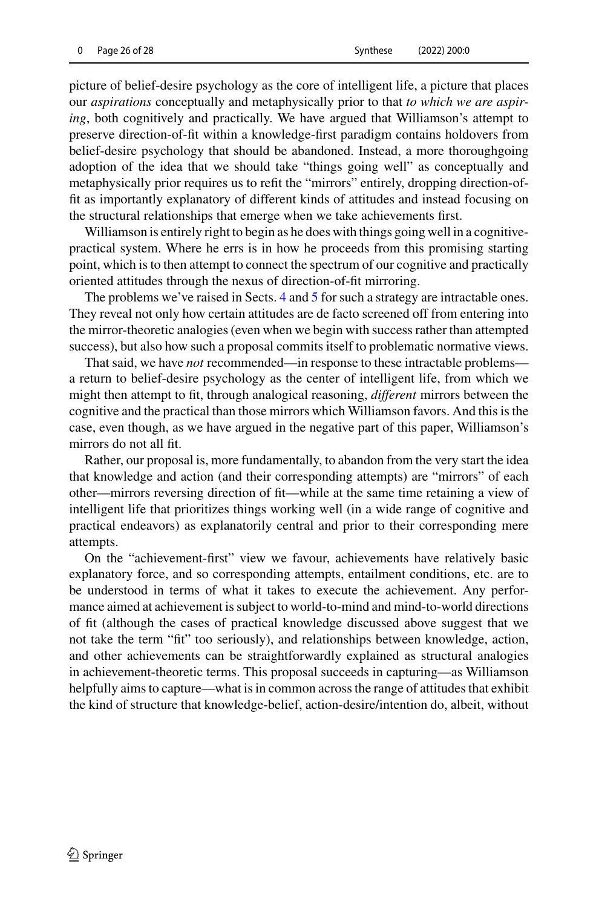picture of belief-desire psychology as the core of intelligent life, a picture that places our *aspirations* conceptually and metaphysically prior to that *to which we are aspiring*, both cognitively and practically. We have argued that Williamson's attempt to preserve direction-of-fit within a knowledge-first paradigm contains holdovers from belief-desire psychology that should be abandoned. Instead, a more thoroughgoing adoption of the idea that we should take "things going well" as conceptually and metaphysically prior requires us to refit the "mirrors" entirely, dropping direction-of-fit as importantly explanatory of different kinds of attitudes and instead focusing on the structural relationships that emerge when we take achievements first.

Williamson is entirely right to begin as he does with things going well in a cognitive-practical system. Where he errs is in how he proceeds from this promising starting point, which is to then attempt to connect the spectrum of our cognitive and practically oriented attitudes through the nexus of direction-of-fit mirroring.

The problems we've raised in Sects. 4 and 5 for such a strategy are intractable ones. They reveal not only how certain attitudes are de facto screened off from entering into the mirror-theoretic analogies (even when we begin with success rather than attempted success), but also how such a proposal commits itself to problematic normative views.

That said, we have *not* recommended—in response to these intractable problems—a return to belief-desire psychology as the center of intelligent life, from which we might then attempt to fit, through analogical reasoning, *different* mirrors between the cognitive and the practical than those mirrors which Williamson favors. And this is the case, even though, as we have argued in the negative part of this paper, Williamson's mirrors do not all fit.

Rather, our proposal is, more fundamentally, to abandon from the very start the idea that knowledge and action (and their corresponding attempts) are "mirrors" of each other—mirrors reversing direction of fit—while at the same time retaining a view of intelligent life that prioritizes things working well (in a wide range of cognitive and practical endeavors) as explanatorily central and prior to their corresponding mere attempts.

On the "achievement-first" view we favour, achievements have relatively basic explanatory force, and so corresponding attempts, entailment conditions, etc. are to be understood in terms of what it takes to execute the achievement. Any performance aimed at achievement is subject to world-to-mind and mind-to-world directions of fit (although the cases of practical knowledge discussed above suggest that we not take the term "fit" too seriously), and relationships between knowledge, action, and other achievements can be straightforwardly explained as structural analogies in achievement-theoretic terms. This proposal succeeds in capturing—as Williamson helpfully aims to capture—what is in common across the range of attitudes that exhibit the kind of structure that knowledge-belief, action-desire/intention do, albeit, without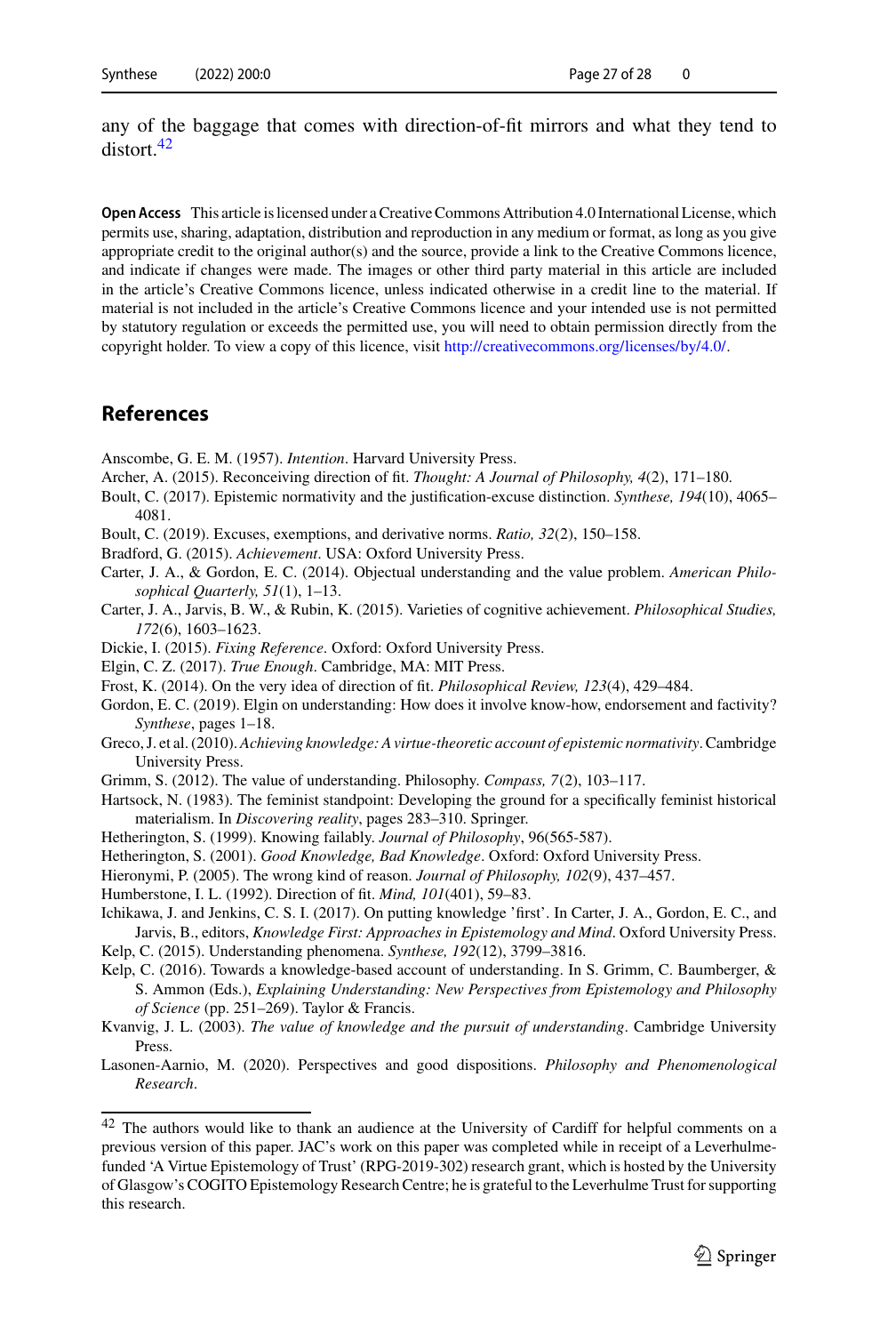any of the baggage that comes with direction-of-fit mirrors and what they tend to distort.[42]

**Open Access** This article is licensed under a Creative Commons Attribution 4.0 International License, which permits use, sharing, adaptation, distribution and reproduction in any medium or format, as long as you give appropriate credit to the original author(s) and the source, provide a link to the Creative Commons licence, and indicate if changes were made. The images or other third party material in this article are included in the article's Creative Commons licence, unless indicated otherwise in a credit line to the material. If material is not included in the article's Creative Commons licence and your intended use is not permitted by statutory regulation or exceeds the permitted use, you will need to obtain permission directly from the copyright holder. To view a copy of this licence, visit http://creativecommons.org/licenses/by/4.0/.

## References

Anscombe, G. E. M. (1957). *Intention*. Harvard University Press.

Archer, A. (2015). Reconceiving direction of fit. *Thought: A Journal of Philosophy, 4*(2), 171–180.

Boult, C. (2017). Epistemic normativity and the justification-excuse distinction. *Synthese, 194*(10), 4065–4081.

Boult, C. (2019). Excuses, exemptions, and derivative norms. *Ratio, 32*(2), 150–158.

Bradford, G. (2015). *Achievement*. USA: Oxford University Press.

Carter, J. A., & Gordon, E. C. (2014). Objectual understanding and the value problem. *American Philosophical Quarterly, 51*(1), 1–13.

Carter, J. A., Jarvis, B. W., & Rubin, K. (2015). Varieties of cognitive achievement. *Philosophical Studies, 172*(6), 1603–1623.

Dickie, I. (2015). *Fixing Reference*. Oxford: Oxford University Press.

Elgin, C. Z. (2017). *True Enough*. Cambridge, MA: MIT Press.

Frost, K. (2014). On the very idea of direction of fit. *Philosophical Review, 123*(4), 429–484.

Gordon, E. C. (2019). Elgin on understanding: How does it involve know-how, endorsement and factivity? *Synthese*, pages 1–18.

Greco, J. et al. (2010). *Achieving knowledge: A virtue-theoretic account of epistemic normativity*. Cambridge University Press.

Grimm, S. (2012). The value of understanding. Philosophy. *Compass, 7*(2), 103–117.

Hartsock, N. (1983). The feminist standpoint: Developing the ground for a specifically feminist historical materialism. In *Discovering reality*, pages 283–310. Springer.

Hetherington, S. (1999). Knowing failably. *Journal of Philosophy*, 96(565-587).

Hetherington, S. (2001). *Good Knowledge, Bad Knowledge*. Oxford: Oxford University Press.

Hieronymi, P. (2005). The wrong kind of reason. *Journal of Philosophy, 102*(9), 437–457.

Humberstone, I. L. (1992). Direction of fit. *Mind, 101*(401), 59–83.

Ichikawa, J. and Jenkins, C. S. I. (2017). On putting knowledge 'first'. In Carter, J. A., Gordon, E. C., and Jarvis, B., editors, *Knowledge First: Approaches in Epistemology and Mind*. Oxford University Press.

Kelp, C. (2015). Understanding phenomena. *Synthese, 192*(12), 3799–3816.

Kelp, C. (2016). Towards a knowledge-based account of understanding. In S. Grimm, C. Baumberger, & S. Ammon (Eds.), *Explaining Understanding: New Perspectives from Epistemology and Philosophy of Science* (pp. 251–269). Taylor & Francis.

Kvanvig, J. L. (2003). *The value of knowledge and the pursuit of understanding*. Cambridge University Press.

Lasonen-Aarnio, M. (2020). Perspectives and good dispositions. *Philosophy and Phenomenological Research*.

[42] The authors would like to thank an audience at the University of Cardiff for helpful comments on a previous version of this paper. JAC's work on this paper was completed while in receipt of a Leverhulme-funded 'A Virtue Epistemology of Trust' (RPG-2019-302) research grant, which is hosted by the University of Glasgow's COGITO Epistemology Research Centre; he is grateful to the Leverhulme Trust for supporting this research.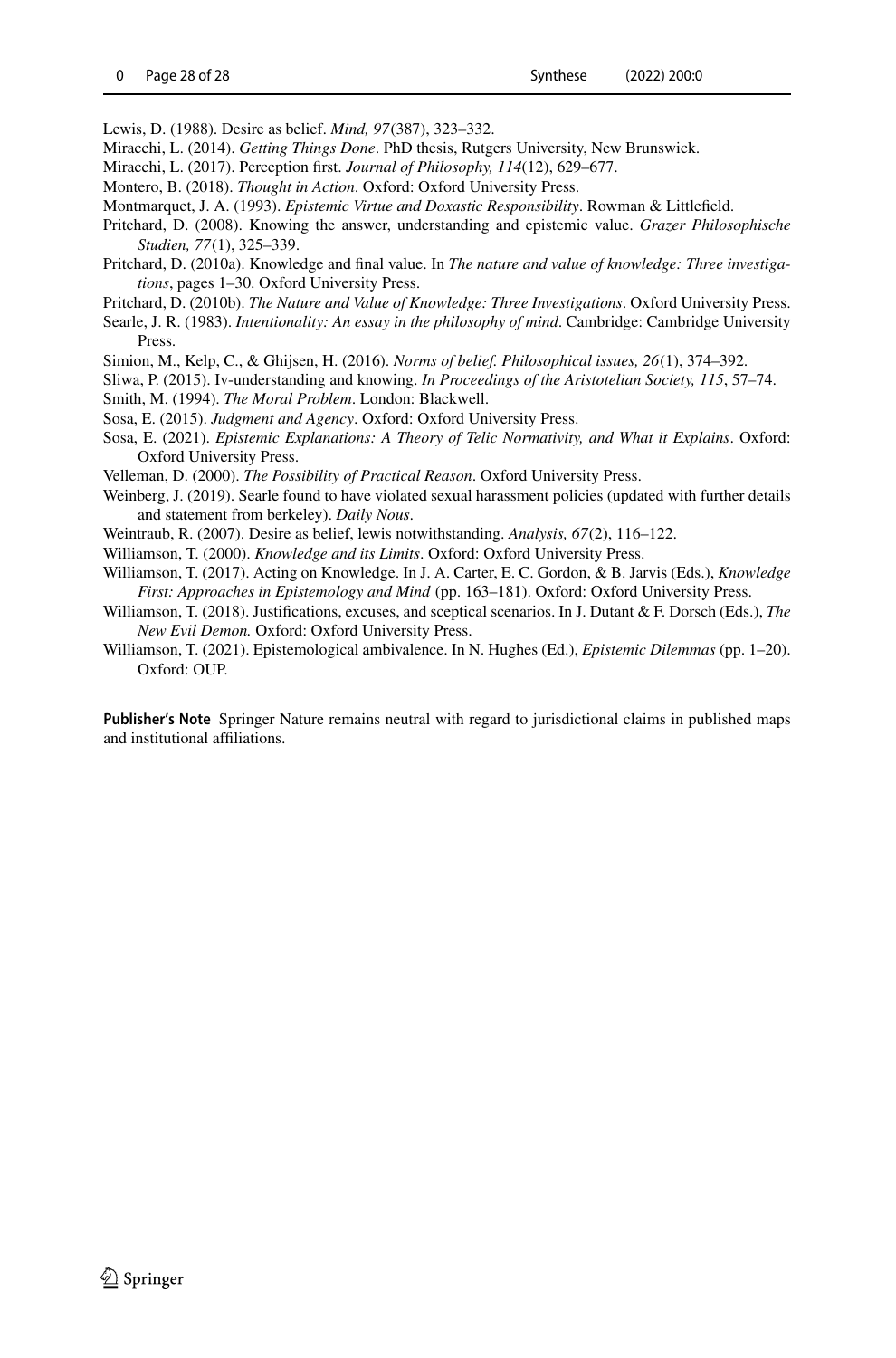Lewis, D. (1988). Desire as belief. *Mind, 97*(387), 323–332.

Miracchi, L. (2014). *Getting Things Done*. PhD thesis, Rutgers University, New Brunswick.

Miracchi, L. (2017). Perception first. *Journal of Philosophy, 114*(12), 629–677.

Montero, B. (2018). *Thought in Action*. Oxford: Oxford University Press.

Montmarquet, J. A. (1993). *Epistemic Virtue and Doxastic Responsibility*. Rowman & Littlefield.

Pritchard, D. (2008). Knowing the answer, understanding and epistemic value. *Grazer Philosophische Studien, 77*(1), 325–339.

Pritchard, D. (2010a). Knowledge and final value. In *The nature and value of knowledge: Three investigations*, pages 1–30. Oxford University Press.

Pritchard, D. (2010b). *The Nature and Value of Knowledge: Three Investigations*. Oxford University Press.

Searle, J. R. (1983). *Intentionality: An essay in the philosophy of mind*. Cambridge: Cambridge University Press.

Simion, M., Kelp, C., & Ghijsen, H. (2016). *Norms of belief. Philosophical issues, 26*(1), 374–392.

Sliwa, P. (2015). Iv-understanding and knowing. *In Proceedings of the Aristotelian Society, 115*, 57–74.

Smith, M. (1994). *The Moral Problem*. London: Blackwell.

Sosa, E. (2015). *Judgment and Agency*. Oxford: Oxford University Press.

Sosa, E. (2021). *Epistemic Explanations: A Theory of Telic Normativity, and What it Explains*. Oxford: Oxford University Press.

Velleman, D. (2000). *The Possibility of Practical Reason*. Oxford University Press.

Weinberg, J. (2019). Searle found to have violated sexual harassment policies (updated with further details and statement from berkeley). *Daily Nous*.

Weintraub, R. (2007). Desire as belief, lewis notwithstanding. *Analysis, 67*(2), 116–122.

Williamson, T. (2000). *Knowledge and its Limits*. Oxford: Oxford University Press.

Williamson, T. (2017). Acting on Knowledge. In J. A. Carter, E. C. Gordon, & B. Jarvis (Eds.), *Knowledge First: Approaches in Epistemology and Mind* (pp. 163–181). Oxford: Oxford University Press.

Williamson, T. (2018). Justifications, excuses, and sceptical scenarios. In J. Dutant & F. Dorsch (Eds.), *The New Evil Demon.* Oxford: Oxford University Press.

Williamson, T. (2021). Epistemological ambivalence. In N. Hughes (Ed.), *Epistemic Dilemmas* (pp. 1–20). Oxford: OUP.

**Publisher's Note** Springer Nature remains neutral with regard to jurisdictional claims in published maps and institutional affiliations.